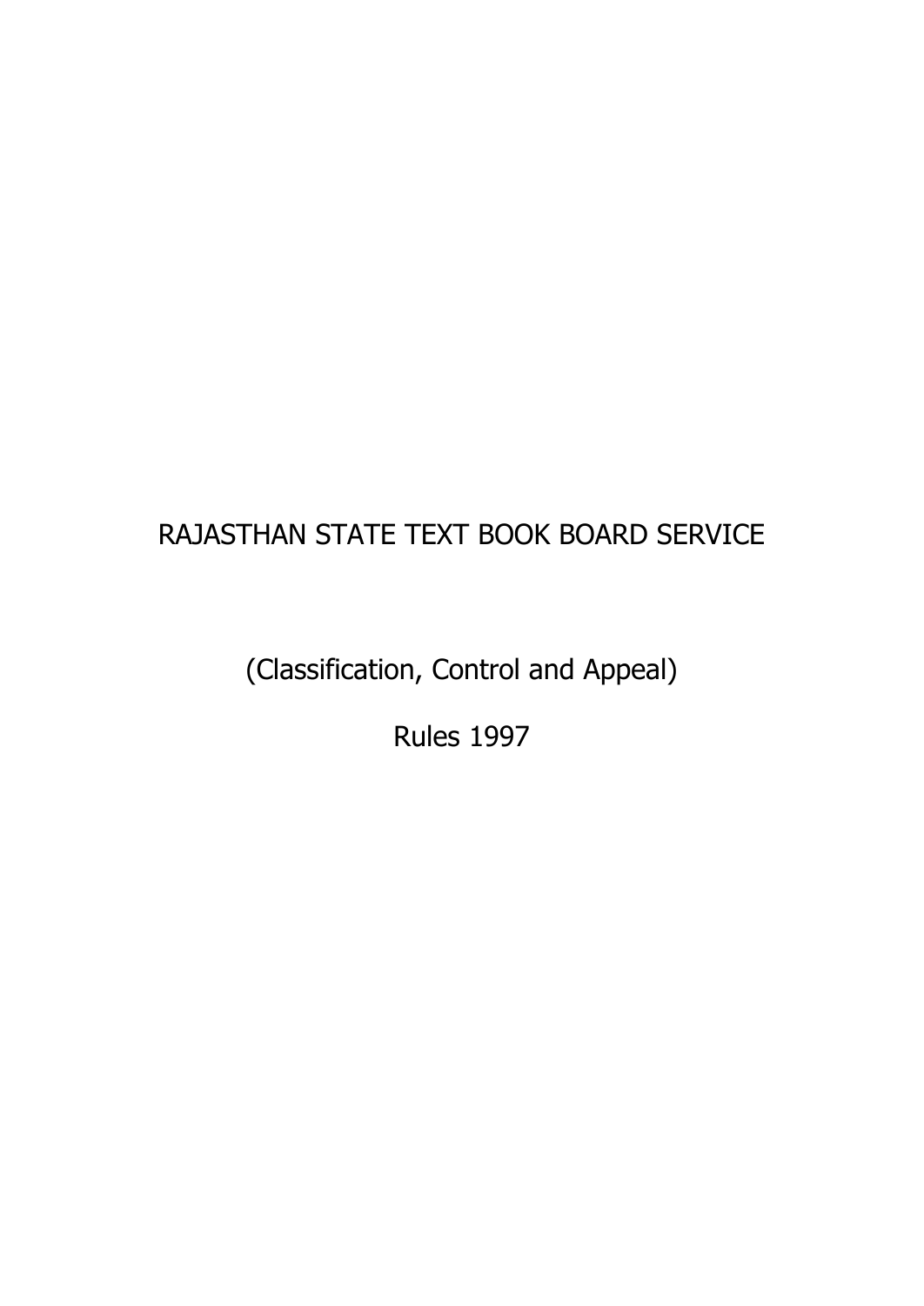# RAJASTHAN STATE TEXT BOOK BOARD SERVICE

## (Classification, Control and Appeal)

## Rules 1997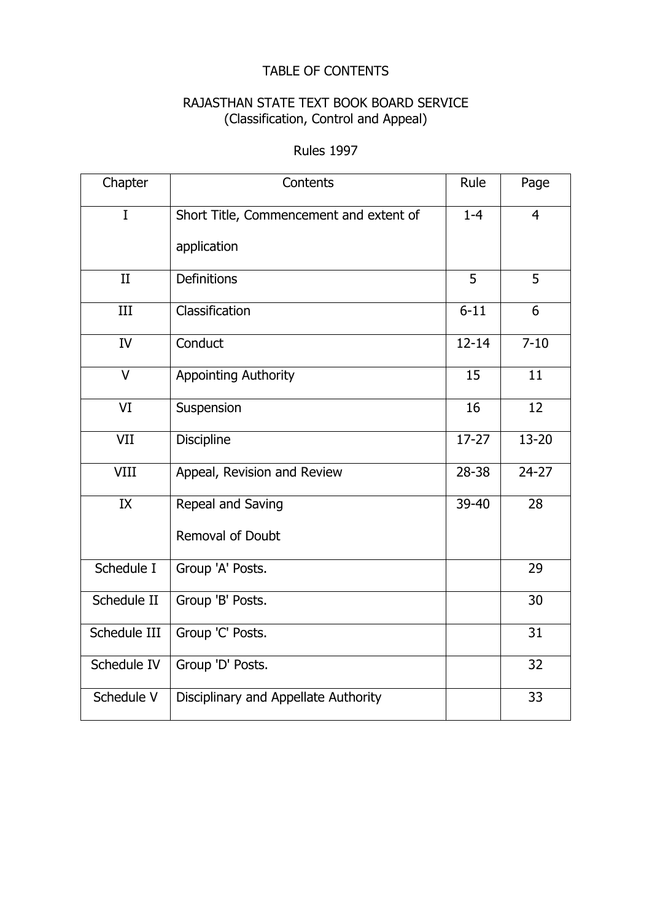# TABLE OF CONTENTS

## RAJASTHAN STATE TEXT BOOK BOARD SERVICE
(Classification, Control and Appeal)

Rules 1997

| Chapter | Contents | Rule | Page |
|---|---|---|---|
| I | Short Title, Commencement and extent of application | 1-4 | 4 |
| II | Definitions | 5 | 5 |
| III | Classification | 6-11 | 6 |
| IV | Conduct | 12-14 | 7-10 |
| V | Appointing Authority | 15 | 11 |
| VI | Suspension | 16 | 12 |
| VII | Discipline | 17-27 | 13-20 |
| VIII | Appeal, Revision and Review | 28-38 | 24-27 |
| IX | Repeal and Saving<br>Removal of Doubt | 39-40 | 28 |
| Schedule I | Group 'A' Posts. | | 29 |
| Schedule II | Group 'B' Posts. | | 30 |
| Schedule III | Group 'C' Posts. | | 31 |
| Schedule IV | Group 'D' Posts. | | 32 |
| Schedule V | Disciplinary and Appellate Authority | | 33 |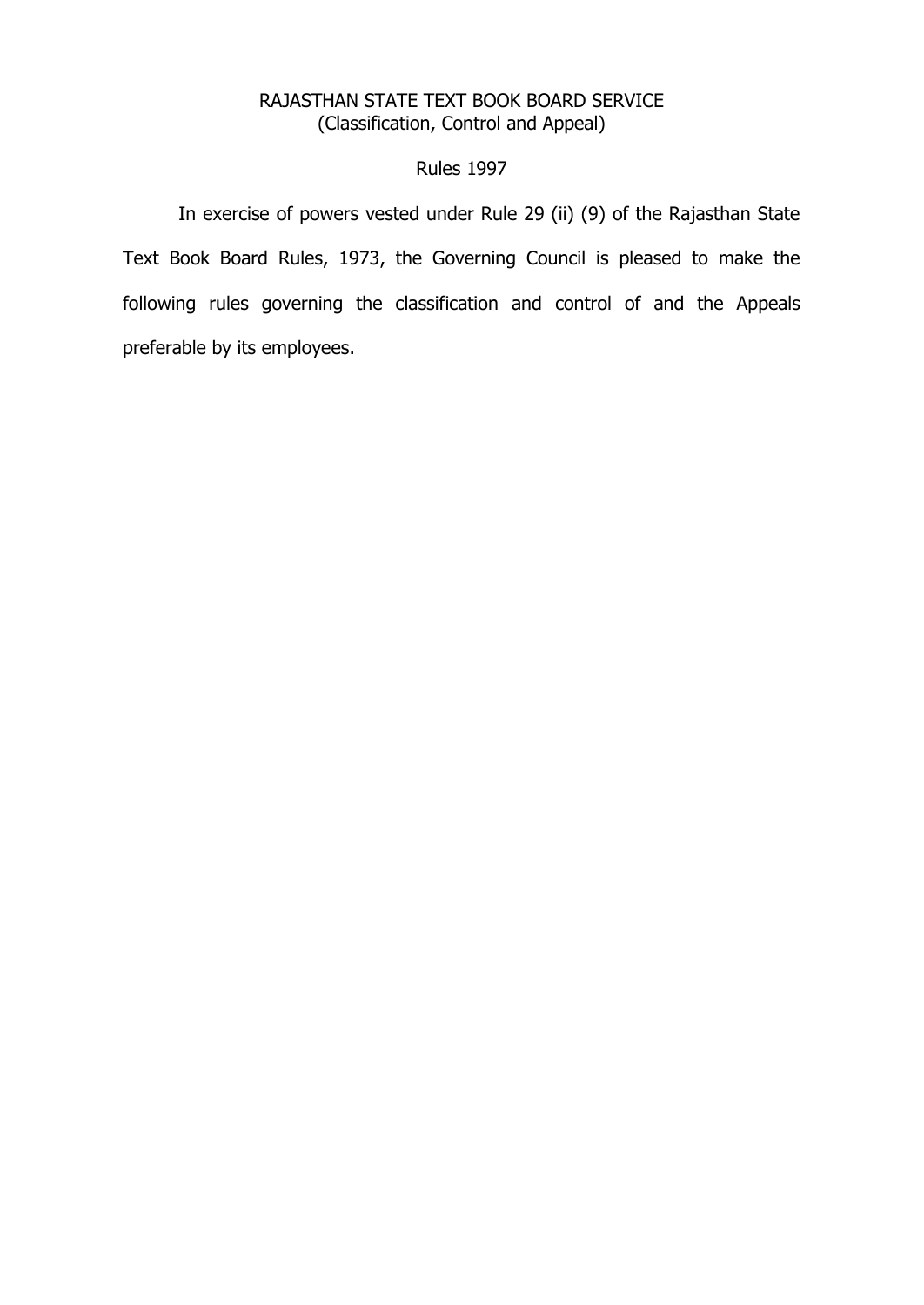# RAJASTHAN STATE TEXT BOOK BOARD SERVICE
## (Classification, Control and Appeal)

## Rules 1997

In exercise of powers vested under Rule 29 (ii) (9) of the Rajasthan State Text Book Board Rules, 1973, the Governing Council is pleased to make the following rules governing the classification and control of and the Appeals preferable by its employees.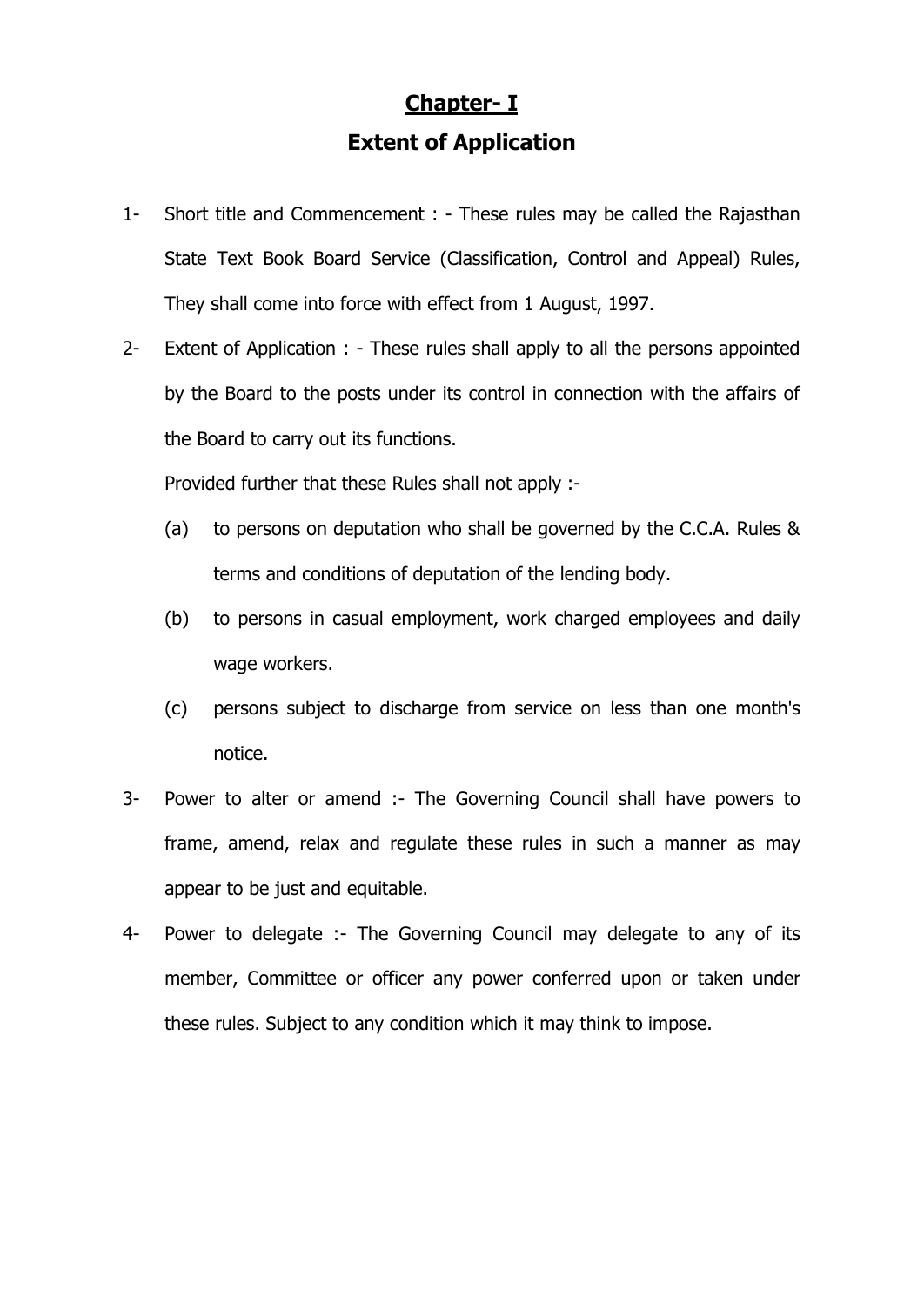# Chapter- I

## Extent of Application

1- Short title and Commencement : - These rules may be called the Rajasthan State Text Book Board Service (Classification, Control and Appeal) Rules, They shall come into force with effect from 1 August, 1997.

2- Extent of Application : - These rules shall apply to all the persons appointed by the Board to the posts under its control in connection with the affairs of the Board to carry out its functions.

   Provided further that these Rules shall not apply :-

   (a) to persons on deputation who shall be governed by the C.C.A. Rules & terms and conditions of deputation of the lending body.

   (b) to persons in casual employment, work charged employees and daily wage workers.

   (c) persons subject to discharge from service on less than one month's notice.

3- Power to alter or amend :- The Governing Council shall have powers to frame, amend, relax and regulate these rules in such a manner as may appear to be just and equitable.

4- Power to delegate :- The Governing Council may delegate to any of its member, Committee or officer any power conferred upon or taken under these rules. Subject to any condition which it may think to impose.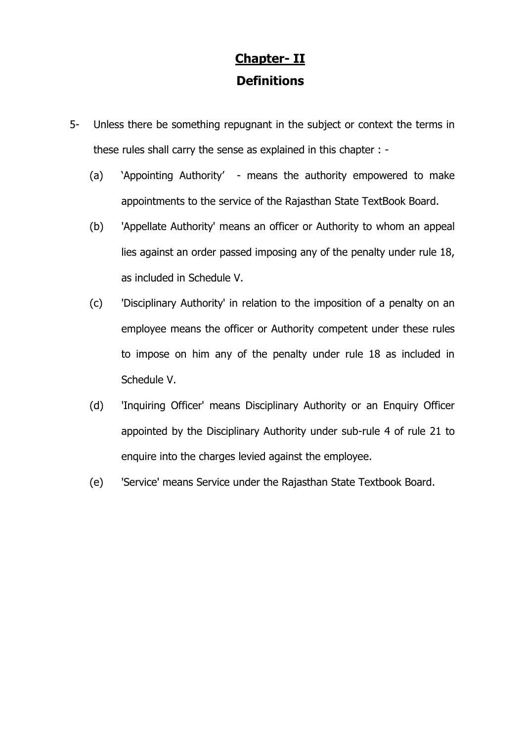# Chapter- II

## Definitions

5- Unless there be something repugnant in the subject or context the terms in these rules shall carry the sense as explained in this chapter : -

(a) 'Appointing Authority' - means the authority empowered to make appointments to the service of the Rajasthan State TextBook Board.

(b) 'Appellate Authority' means an officer or Authority to whom an appeal lies against an order passed imposing any of the penalty under rule 18, as included in Schedule V.

(c) 'Disciplinary Authority' in relation to the imposition of a penalty on an employee means the officer or Authority competent under these rules to impose on him any of the penalty under rule 18 as included in Schedule V.

(d) 'Inquiring Officer' means Disciplinary Authority or an Enquiry Officer appointed by the Disciplinary Authority under sub-rule 4 of rule 21 to enquire into the charges levied against the employee.

(e) 'Service' means Service under the Rajasthan State Textbook Board.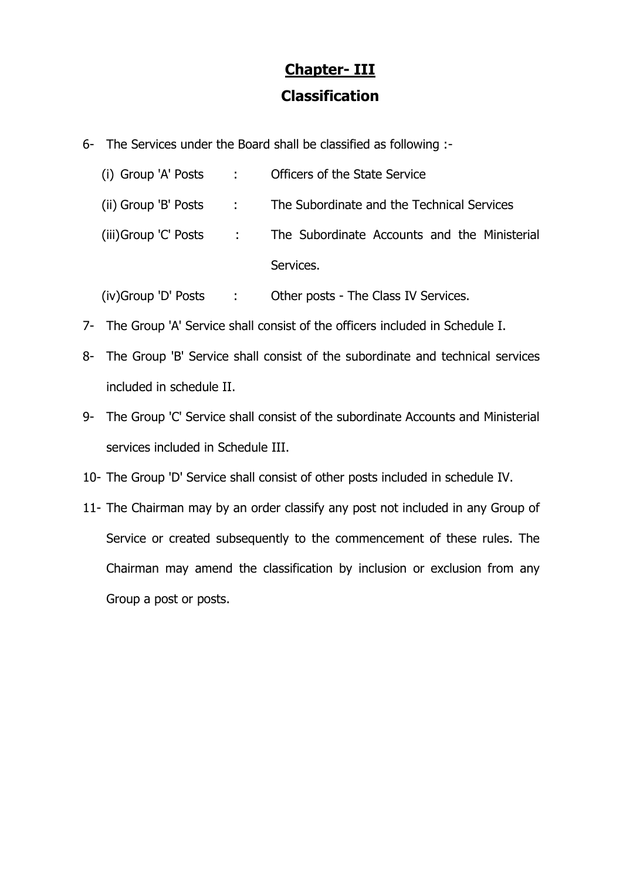## Chapter- III

## Classification

6- The Services under the Board shall be classified as following :-

(i) Group 'A' Posts : Officers of the State Service

(ii) Group 'B' Posts : The Subordinate and the Technical Services

(iii) Group 'C' Posts : The Subordinate Accounts and the Ministerial Services.

(iv) Group 'D' Posts : Other posts - The Class IV Services.

7- The Group 'A' Service shall consist of the officers included in Schedule I.

8- The Group 'B' Service shall consist of the subordinate and technical services included in schedule II.

9- The Group 'C' Service shall consist of the subordinate Accounts and Ministerial services included in Schedule III.

10- The Group 'D' Service shall consist of other posts included in schedule IV.

11- The Chairman may by an order classify any post not included in any Group of Service or created subsequently to the commencement of these rules. The Chairman may amend the classification by inclusion or exclusion from any Group a post or posts.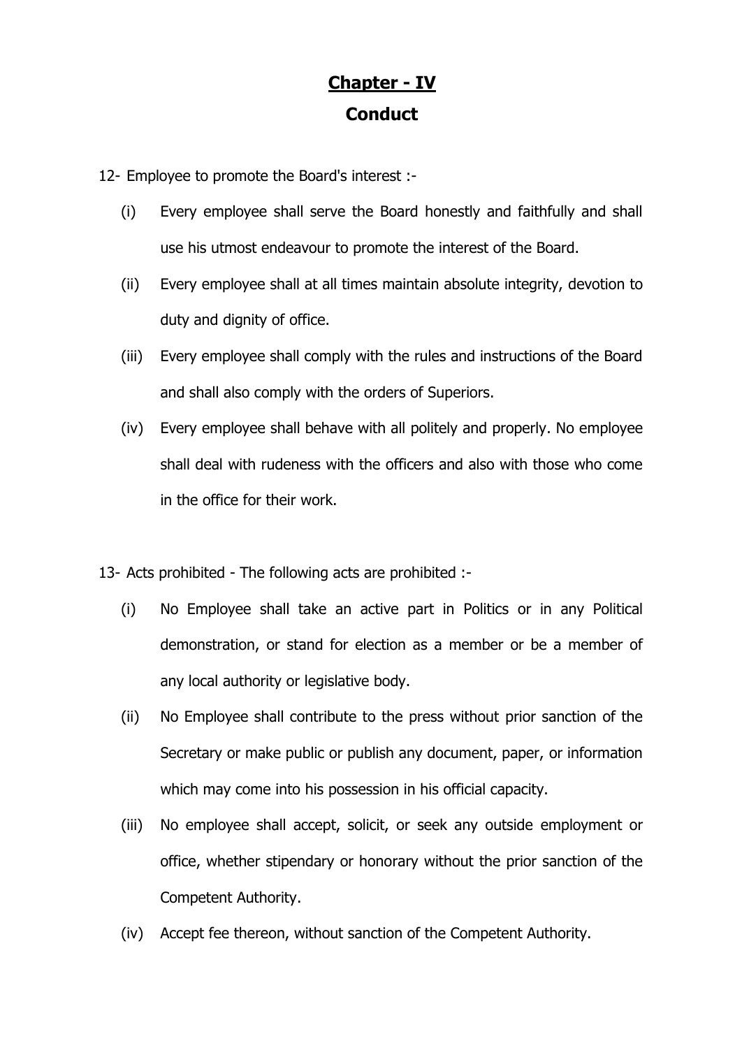# Chapter - IV

## Conduct

12- Employee to promote the Board's interest :-

(i) Every employee shall serve the Board honestly and faithfully and shall use his utmost endeavour to promote the interest of the Board.

(ii) Every employee shall at all times maintain absolute integrity, devotion to duty and dignity of office.

(iii) Every employee shall comply with the rules and instructions of the Board and shall also comply with the orders of Superiors.

(iv) Every employee shall behave with all politely and properly. No employee shall deal with rudeness with the officers and also with those who come in the office for their work.

13- Acts prohibited - The following acts are prohibited :-

(i) No Employee shall take an active part in Politics or in any Political demonstration, or stand for election as a member or be a member of any local authority or legislative body.

(ii) No Employee shall contribute to the press without prior sanction of the Secretary or make public or publish any document, paper, or information which may come into his possession in his official capacity.

(iii) No employee shall accept, solicit, or seek any outside employment or office, whether stipendary or honorary without the prior sanction of the Competent Authority.

(iv) Accept fee thereon, without sanction of the Competent Authority.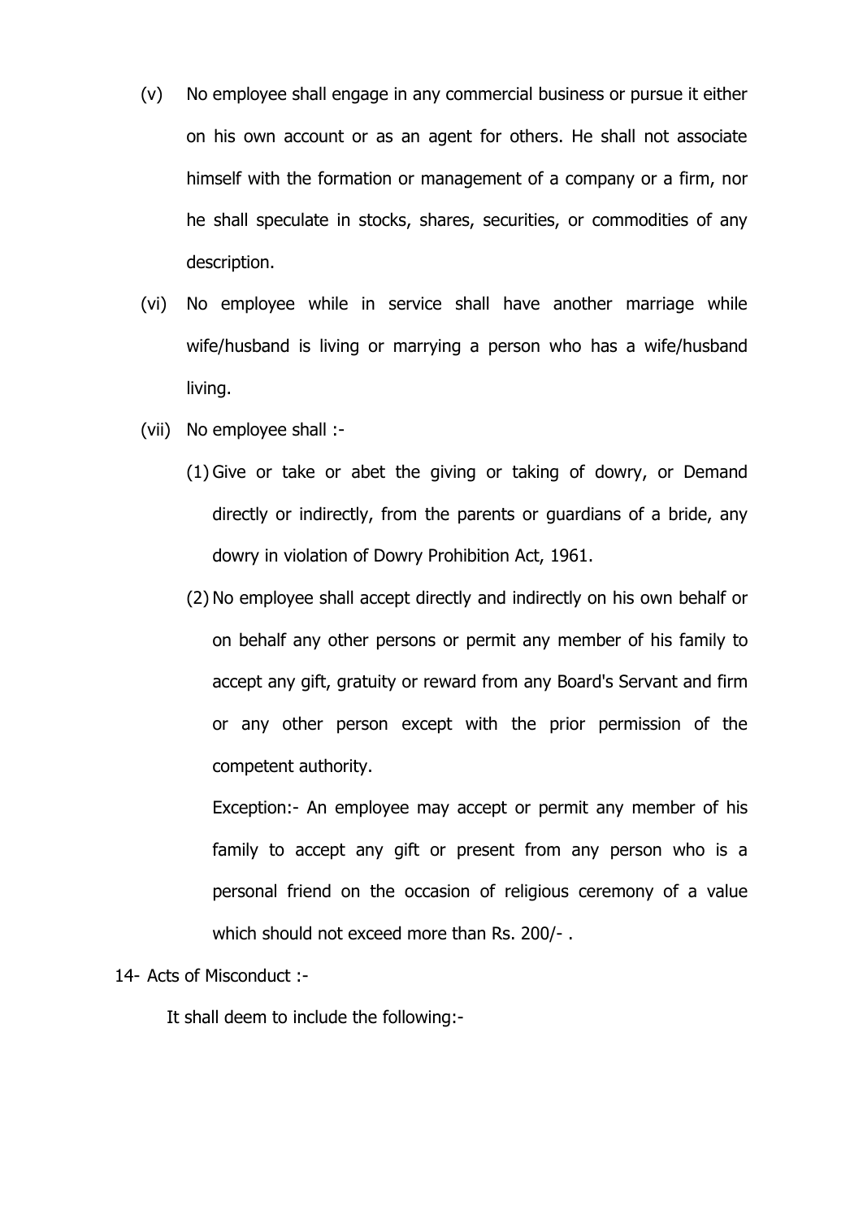(v) No employee shall engage in any commercial business or pursue it either on his own account or as an agent for others. He shall not associate himself with the formation or management of a company or a firm, nor he shall speculate in stocks, shares, securities, or commodities of any description.

(vi) No employee while in service shall have another marriage while wife/husband is living or marrying a person who has a wife/husband living.

(vii) No employee shall :-

(1) Give or take or abet the giving or taking of dowry, or Demand directly or indirectly, from the parents or guardians of a bride, any dowry in violation of Dowry Prohibition Act, 1961.

(2) No employee shall accept directly and indirectly on his own behalf or on behalf any other persons or permit any member of his family to accept any gift, gratuity or reward from any Board's Servant and firm or any other person except with the prior permission of the competent authority.

Exception:- An employee may accept or permit any member of his family to accept any gift or present from any person who is a personal friend on the occasion of religious ceremony of a value which should not exceed more than Rs. 200/- .

14- Acts of Misconduct :-

It shall deem to include the following:-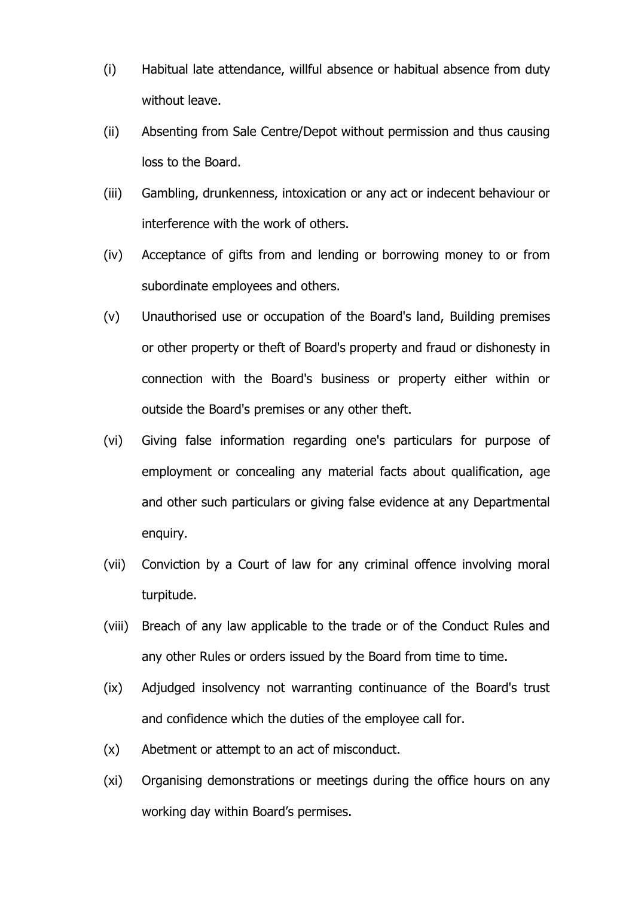(i) Habitual late attendance, willful absence or habitual absence from duty without leave.

(ii) Absenting from Sale Centre/Depot without permission and thus causing loss to the Board.

(iii) Gambling, drunkenness, intoxication or any act or indecent behaviour or interference with the work of others.

(iv) Acceptance of gifts from and lending or borrowing money to or from subordinate employees and others.

(v) Unauthorised use or occupation of the Board's land, Building premises or other property or theft of Board's property and fraud or dishonesty in connection with the Board's business or property either within or outside the Board's premises or any other theft.

(vi) Giving false information regarding one's particulars for purpose of employment or concealing any material facts about qualification, age and other such particulars or giving false evidence at any Departmental enquiry.

(vii) Conviction by a Court of law for any criminal offence involving moral turpitude.

(viii) Breach of any law applicable to the trade or of the Conduct Rules and any other Rules or orders issued by the Board from time to time.

(ix) Adjudged insolvency not warranting continuance of the Board's trust and confidence which the duties of the employee call for.

(x) Abetment or attempt to an act of misconduct.

(xi) Organising demonstrations or meetings during the office hours on any working day within Board's permises.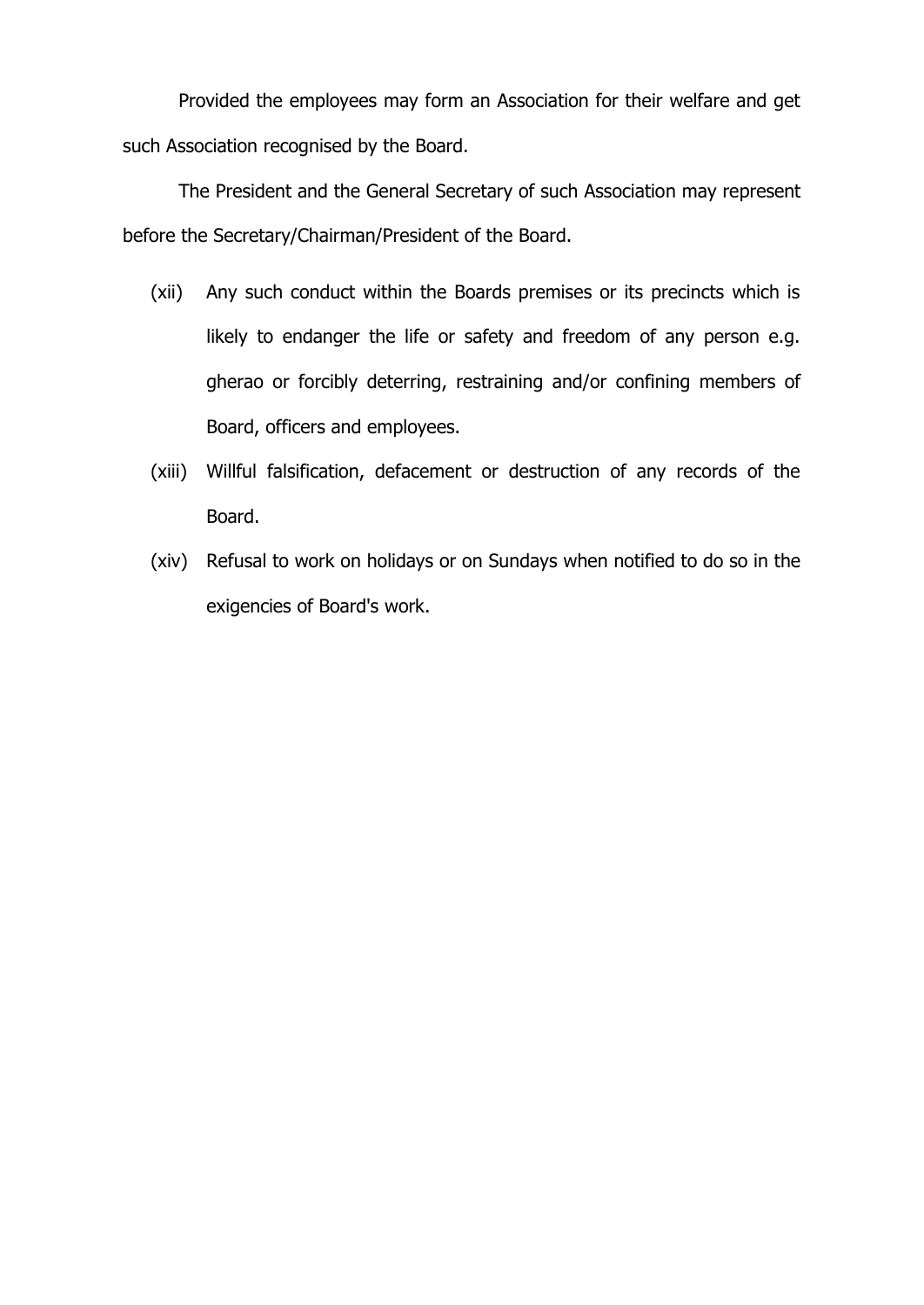Provided the employees may form an Association for their welfare and get such Association recognised by the Board.

The President and the General Secretary of such Association may represent before the Secretary/Chairman/President of the Board.

(xii) Any such conduct within the Boards premises or its precincts which is likely to endanger the life or safety and freedom of any person e.g. gherao or forcibly deterring, restraining and/or confining members of Board, officers and employees.

(xiii) Willful falsification, defacement or destruction of any records of the Board.

(xiv) Refusal to work on holidays or on Sundays when notified to do so in the exigencies of Board's work.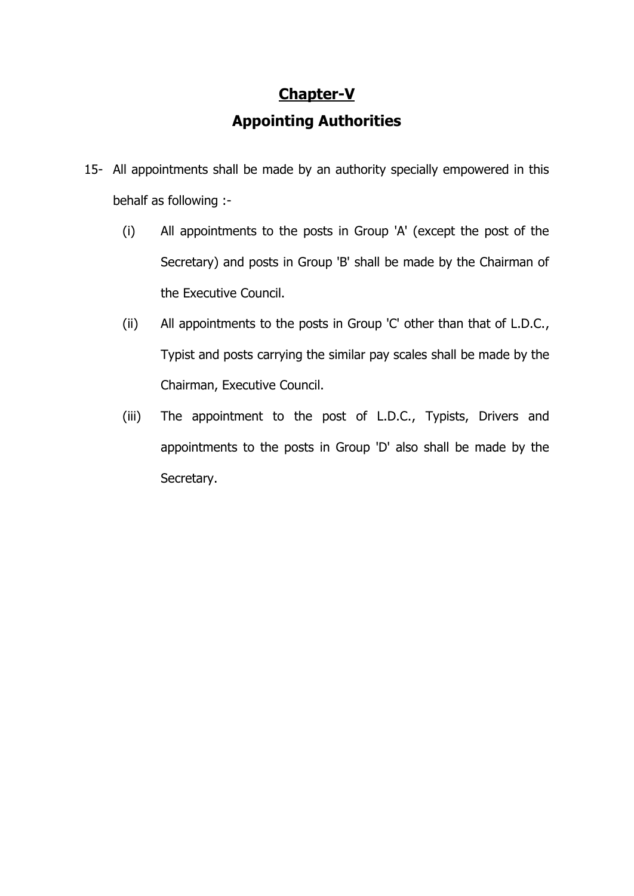## Chapter-V

## Appointing Authorities

15- All appointments shall be made by an authority specially empowered in this behalf as following :-

(i) All appointments to the posts in Group 'A' (except the post of the Secretary) and posts in Group 'B' shall be made by the Chairman of the Executive Council.

(ii) All appointments to the posts in Group 'C' other than that of L.D.C., Typist and posts carrying the similar pay scales shall be made by the Chairman, Executive Council.

(iii) The appointment to the post of L.D.C., Typists, Drivers and appointments to the posts in Group 'D' also shall be made by the Secretary.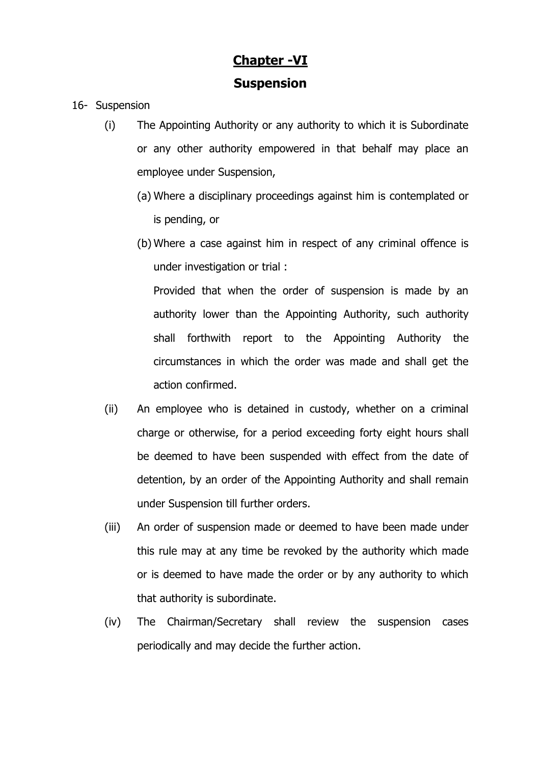# **Chapter -VI**

## **Suspension**

16- Suspension

(i) The Appointing Authority or any authority to which it is Subordinate or any other authority empowered in that behalf may place an employee under Suspension,

(a) Where a disciplinary proceedings against him is contemplated or is pending, or

(b) Where a case against him in respect of any criminal offence is under investigation or trial :

Provided that when the order of suspension is made by an authority lower than the Appointing Authority, such authority shall forthwith report to the Appointing Authority the circumstances in which the order was made and shall get the action confirmed.

(ii) An employee who is detained in custody, whether on a criminal charge or otherwise, for a period exceeding forty eight hours shall be deemed to have been suspended with effect from the date of detention, by an order of the Appointing Authority and shall remain under Suspension till further orders.

(iii) An order of suspension made or deemed to have been made under this rule may at any time be revoked by the authority which made or is deemed to have made the order or by any authority to which that authority is subordinate.

(iv) The Chairman/Secretary shall review the suspension cases periodically and may decide the further action.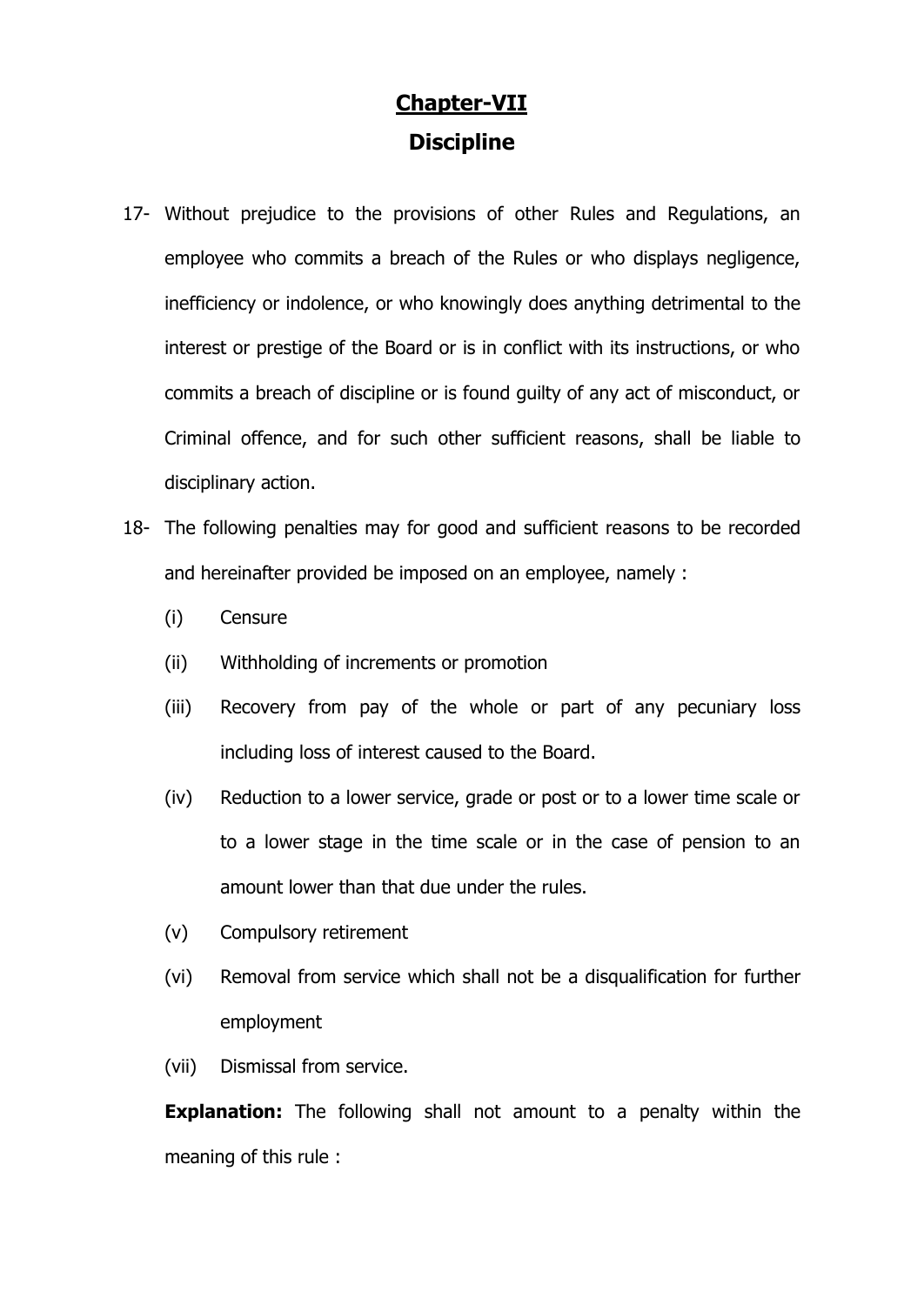# Chapter-VII

## Discipline

17- Without prejudice to the provisions of other Rules and Regulations, an employee who commits a breach of the Rules or who displays negligence, inefficiency or indolence, or who knowingly does anything detrimental to the interest or prestige of the Board or is in conflict with its instructions, or who commits a breach of discipline or is found guilty of any act of misconduct, or Criminal offence, and for such other sufficient reasons, shall be liable to disciplinary action.

18- The following penalties may for good and sufficient reasons to be recorded and hereinafter provided be imposed on an employee, namely :

(i) Censure

(ii) Withholding of increments or promotion

(iii) Recovery from pay of the whole or part of any pecuniary loss including loss of interest caused to the Board.

(iv) Reduction to a lower service, grade or post or to a lower time scale or to a lower stage in the time scale or in the case of pension to an amount lower than that due under the rules.

(v) Compulsory retirement

(vi) Removal from service which shall not be a disqualification for further employment

(vii) Dismissal from service.

**Explanation:** The following shall not amount to a penalty within the meaning of this rule :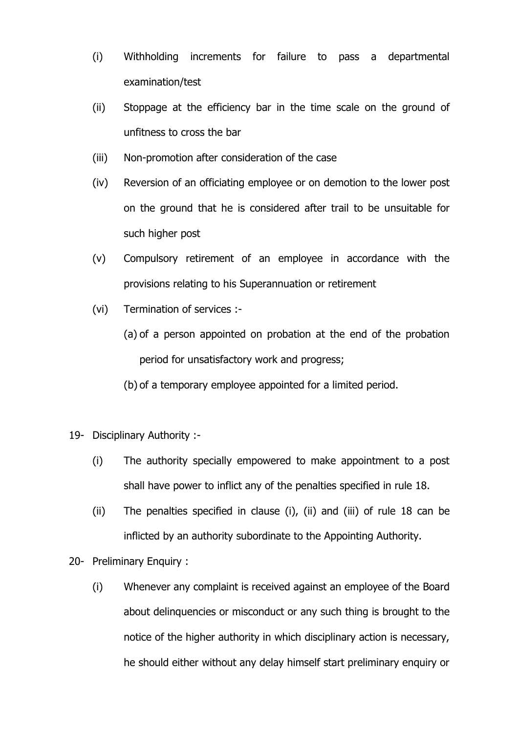(i) Withholding increments for failure to pass a departmental examination/test

(ii) Stoppage at the efficiency bar in the time scale on the ground of unfitness to cross the bar

(iii) Non-promotion after consideration of the case

(iv) Reversion of an officiating employee or on demotion to the lower post on the ground that he is considered after trail to be unsuitable for such higher post

(v) Compulsory retirement of an employee in accordance with the provisions relating to his Superannuation or retirement

(vi) Termination of services :-

(a) of a person appointed on probation at the end of the probation period for unsatisfactory work and progress;

(b) of a temporary employee appointed for a limited period.

19- Disciplinary Authority :-

(i) The authority specially empowered to make appointment to a post shall have power to inflict any of the penalties specified in rule 18.

(ii) The penalties specified in clause (i), (ii) and (iii) of rule 18 can be inflicted by an authority subordinate to the Appointing Authority.

20- Preliminary Enquiry :

(i) Whenever any complaint is received against an employee of the Board about delinquencies or misconduct or any such thing is brought to the notice of the higher authority in which disciplinary action is necessary, he should either without any delay himself start preliminary enquiry or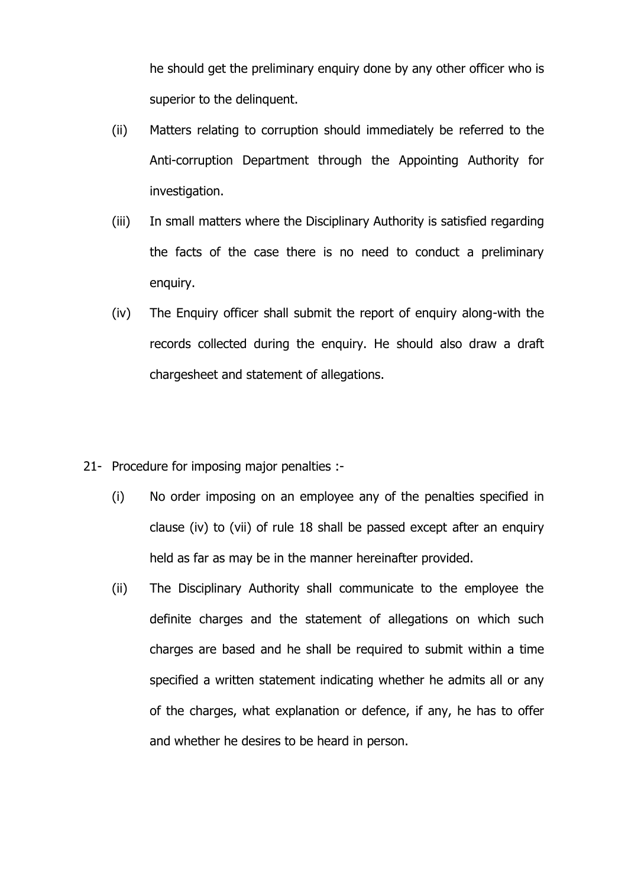he should get the preliminary enquiry done by any other officer who is superior to the delinquent.

(ii) Matters relating to corruption should immediately be referred to the Anti-corruption Department through the Appointing Authority for investigation.

(iii) In small matters where the Disciplinary Authority is satisfied regarding the facts of the case there is no need to conduct a preliminary enquiry.

(iv) The Enquiry officer shall submit the report of enquiry along-with the records collected during the enquiry. He should also draw a draft chargesheet and statement of allegations.

21- Procedure for imposing major penalties :-

(i) No order imposing on an employee any of the penalties specified in clause (iv) to (vii) of rule 18 shall be passed except after an enquiry held as far as may be in the manner hereinafter provided.

(ii) The Disciplinary Authority shall communicate to the employee the definite charges and the statement of allegations on which such charges are based and he shall be required to submit within a time specified a written statement indicating whether he admits all or any of the charges, what explanation or defence, if any, he has to offer and whether he desires to be heard in person.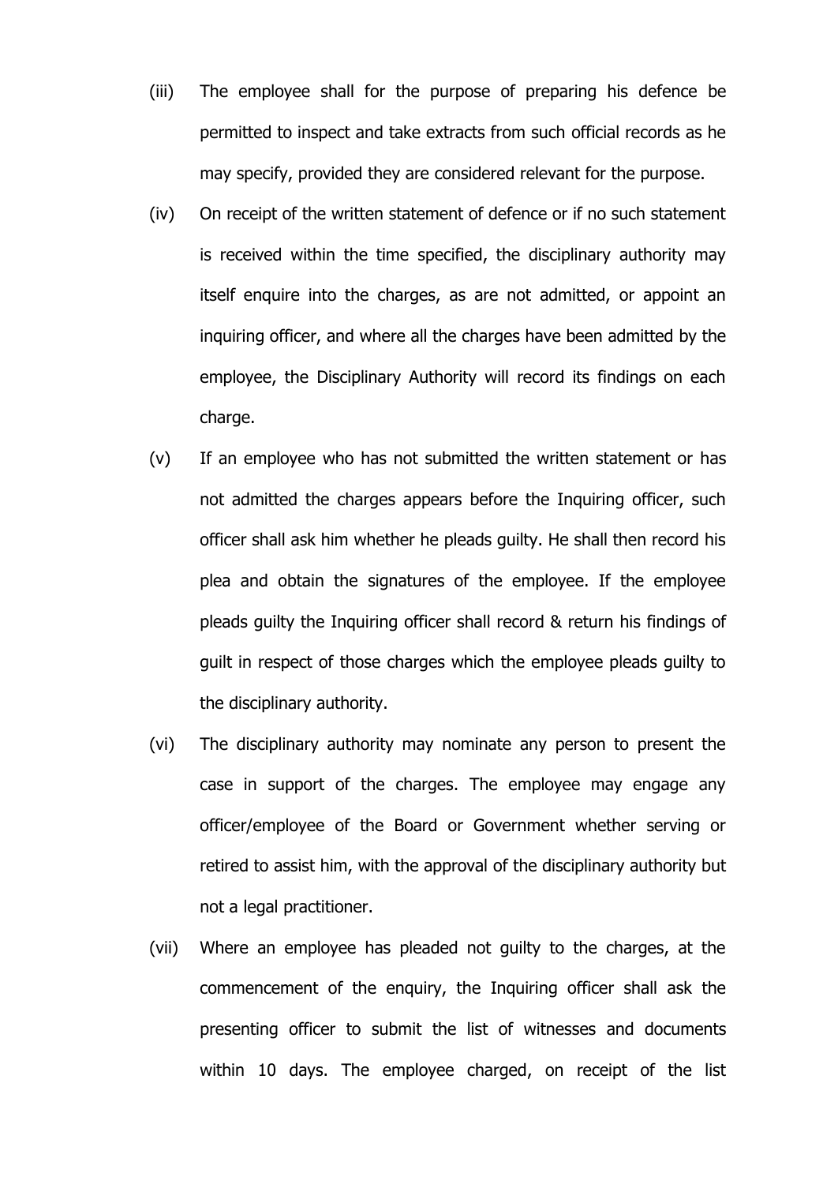(iii) The employee shall for the purpose of preparing his defence be permitted to inspect and take extracts from such official records as he may specify, provided they are considered relevant for the purpose.

(iv) On receipt of the written statement of defence or if no such statement is received within the time specified, the disciplinary authority may itself enquire into the charges, as are not admitted, or appoint an inquiring officer, and where all the charges have been admitted by the employee, the Disciplinary Authority will record its findings on each charge.

(v) If an employee who has not submitted the written statement or has not admitted the charges appears before the Inquiring officer, such officer shall ask him whether he pleads guilty. He shall then record his plea and obtain the signatures of the employee. If the employee pleads guilty the Inquiring officer shall record & return his findings of guilt in respect of those charges which the employee pleads guilty to the disciplinary authority.

(vi) The disciplinary authority may nominate any person to present the case in support of the charges. The employee may engage any officer/employee of the Board or Government whether serving or retired to assist him, with the approval of the disciplinary authority but not a legal practitioner.

(vii) Where an employee has pleaded not guilty to the charges, at the commencement of the enquiry, the Inquiring officer shall ask the presenting officer to submit the list of witnesses and documents within 10 days. The employee charged, on receipt of the list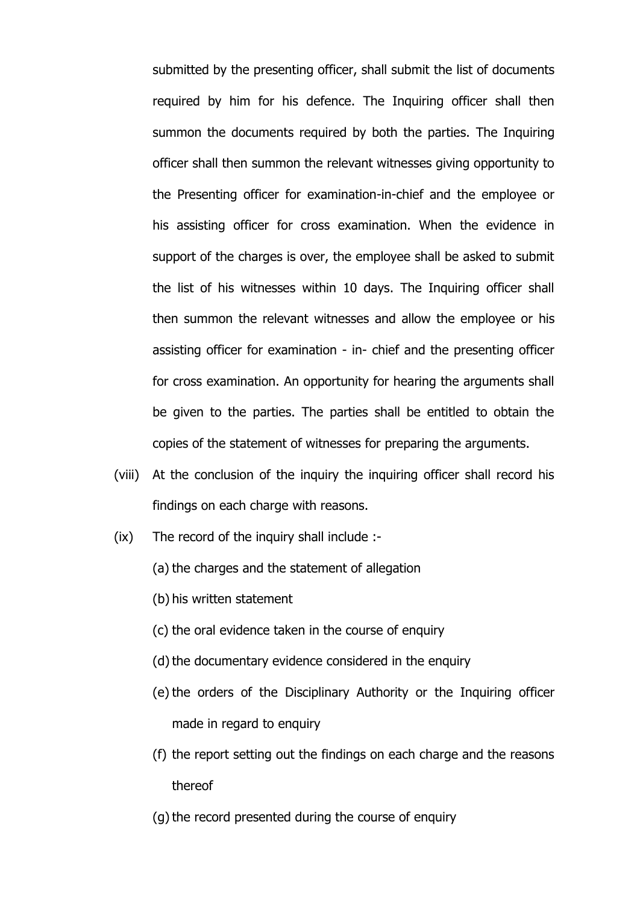submitted by the presenting officer, shall submit the list of documents required by him for his defence. The Inquiring officer shall then summon the documents required by both the parties. The Inquiring officer shall then summon the relevant witnesses giving opportunity to the Presenting officer for examination-in-chief and the employee or his assisting officer for cross examination. When the evidence in support of the charges is over, the employee shall be asked to submit the list of his witnesses within 10 days. The Inquiring officer shall then summon the relevant witnesses and allow the employee or his assisting officer for examination - in- chief and the presenting officer for cross examination. An opportunity for hearing the arguments shall be given to the parties. The parties shall be entitled to obtain the copies of the statement of witnesses for preparing the arguments.

(viii) At the conclusion of the inquiry the inquiring officer shall record his findings on each charge with reasons.

(ix) The record of the inquiry shall include :-

(a) the charges and the statement of allegation

(b) his written statement

(c) the oral evidence taken in the course of enquiry

(d) the documentary evidence considered in the enquiry

(e) the orders of the Disciplinary Authority or the Inquiring officer made in regard to enquiry

(f) the report setting out the findings on each charge and the reasons thereof

(g) the record presented during the course of enquiry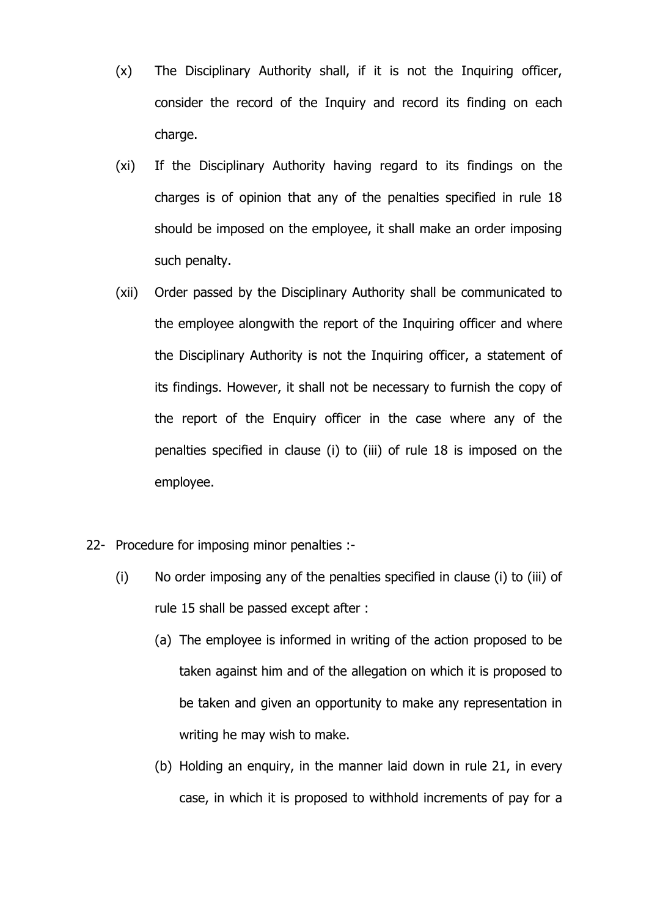(x) The Disciplinary Authority shall, if it is not the Inquiring officer, consider the record of the Inquiry and record its finding on each charge.

(xi) If the Disciplinary Authority having regard to its findings on the charges is of opinion that any of the penalties specified in rule 18 should be imposed on the employee, it shall make an order imposing such penalty.

(xii) Order passed by the Disciplinary Authority shall be communicated to the employee alongwith the report of the Inquiring officer and where the Disciplinary Authority is not the Inquiring officer, a statement of its findings. However, it shall not be necessary to furnish the copy of the report of the Enquiry officer in the case where any of the penalties specified in clause (i) to (iii) of rule 18 is imposed on the employee.

22- Procedure for imposing minor penalties :-

(i) No order imposing any of the penalties specified in clause (i) to (iii) of rule 15 shall be passed except after :

(a) The employee is informed in writing of the action proposed to be taken against him and of the allegation on which it is proposed to be taken and given an opportunity to make any representation in writing he may wish to make.

(b) Holding an enquiry, in the manner laid down in rule 21, in every case, in which it is proposed to withhold increments of pay for a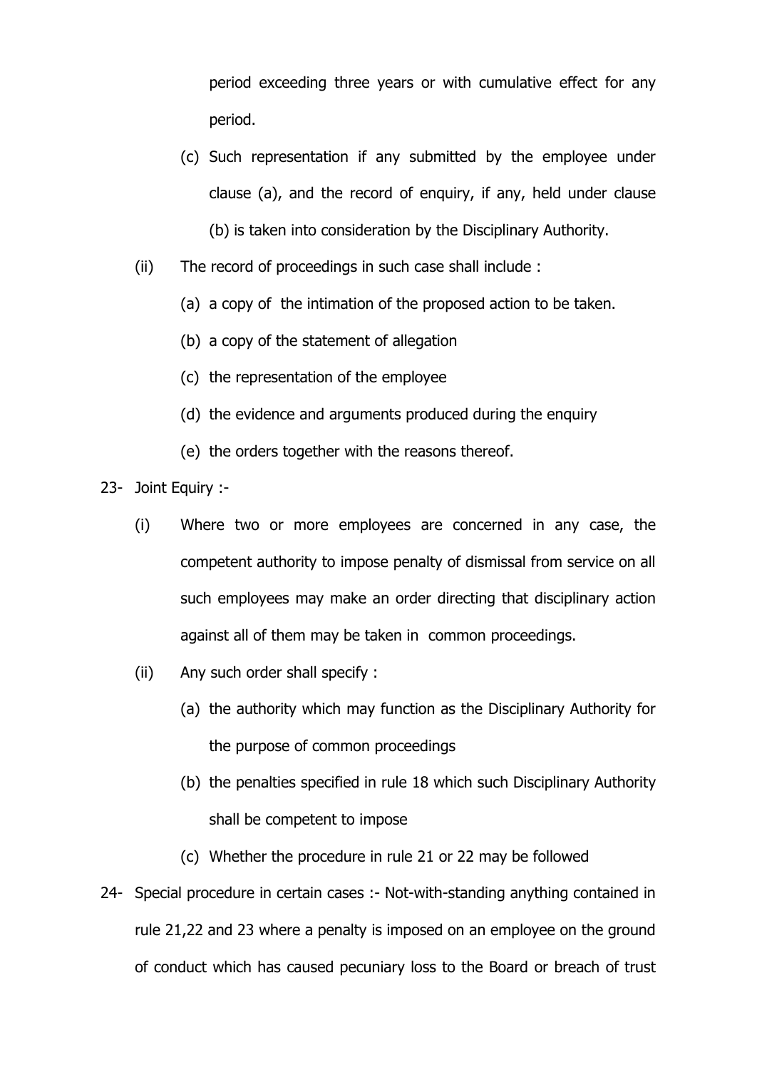period exceeding three years or with cumulative effect for any period.

(c) Such representation if any submitted by the employee under clause (a), and the record of enquiry, if any, held under clause (b) is taken into consideration by the Disciplinary Authority.

(ii) The record of proceedings in such case shall include :

(a) a copy of the intimation of the proposed action to be taken.

(b) a copy of the statement of allegation

(c) the representation of the employee

(d) the evidence and arguments produced during the enquiry

(e) the orders together with the reasons thereof.

23- Joint Equiry :-

(i) Where two or more employees are concerned in any case, the competent authority to impose penalty of dismissal from service on all such employees may make an order directing that disciplinary action against all of them may be taken in common proceedings.

(ii) Any such order shall specify :

(a) the authority which may function as the Disciplinary Authority for the purpose of common proceedings

(b) the penalties specified in rule 18 which such Disciplinary Authority shall be competent to impose

(c) Whether the procedure in rule 21 or 22 may be followed

24- Special procedure in certain cases :- Not-with-standing anything contained in rule 21,22 and 23 where a penalty is imposed on an employee on the ground of conduct which has caused pecuniary loss to the Board or breach of trust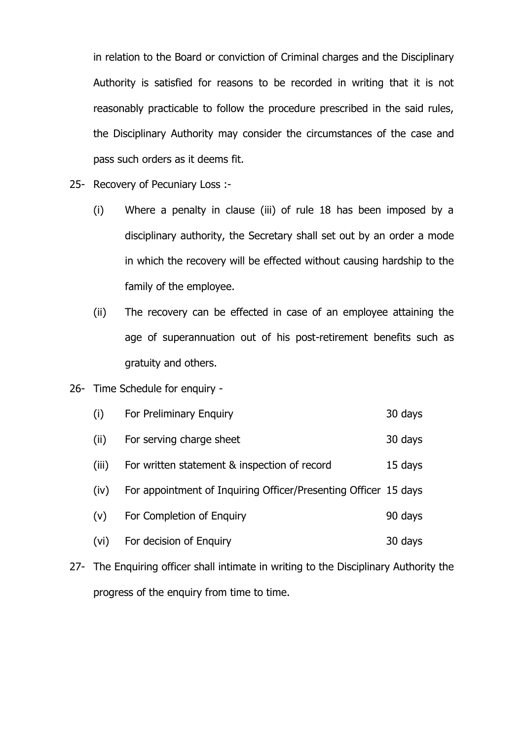in relation to the Board or conviction of Criminal charges and the Disciplinary Authority is satisfied for reasons to be recorded in writing that it is not reasonably practicable to follow the procedure prescribed in the said rules, the Disciplinary Authority may consider the circumstances of the case and pass such orders as it deems fit.

25- Recovery of Pecuniary Loss :-

(i) Where a penalty in clause (iii) of rule 18 has been imposed by a disciplinary authority, the Secretary shall set out by an order a mode in which the recovery will be effected without causing hardship to the family of the employee.

(ii) The recovery can be effected in case of an employee attaining the age of superannuation out of his post-retirement benefits such as gratuity and others.

26- Time Schedule for enquiry -

| | | |
|---|---|---|
| (i) | For Preliminary Enquiry | 30 days |
| (ii) | For serving charge sheet | 30 days |
| (iii) | For written statement & inspection of record | 15 days |
| (iv) | For appointment of Inquiring Officer/Presenting Officer | 15 days |
| (v) | For Completion of Enquiry | 90 days |
| (vi) | For decision of Enquiry | 30 days |

27- The Enquiring officer shall intimate in writing to the Disciplinary Authority the progress of the enquiry from time to time.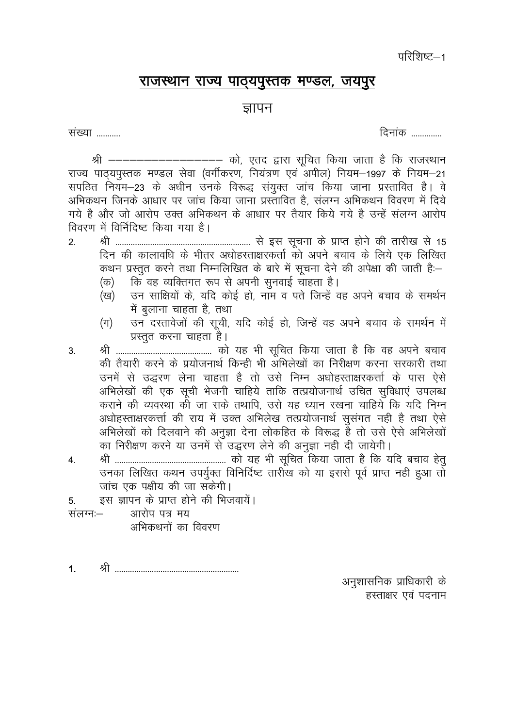परिशिष्ट–1

## राजस्थान राज्य पाठ्यपुस्तक मण्डल, जयपुर

### ज्ञापन

संख्या ..........                                                                                                    दिनांक ..............

श्री ———————————— को, एतद द्वारा सूचित किया जाता है कि राजस्थान राज्य पाठ्यपुस्तक मण्डल सेवा (वर्गीकरण, नियंत्रण एवं अपील) नियम–1997 के नियम–21 सपठित नियम–23 के अधीन उनके विरूद्ध संयुक्त जांच किया जाना प्रस्तावित है। वे अभिकथन जिनके आधार पर जांच किया जाना प्रस्तावित है, संलग्न अभिकथन विवरण में दिये गये है और जो आरोप उक्त अभिकथन के आधार पर तैयार किये गये है उन्हें संलग्न आरोप विवरण में विर्निदिष्ट किया गया है।

2. श्री ............................................................ से इस सूचना के प्राप्त होने की तारीख से 15 दिन की कालावधि के भीतर अधोहस्ताक्षरकर्ता को अपने बचाव के लिये एक लिखित कथन प्रस्तुत करने तथा निम्नलिखित के बारे में सूचना देने की अपेक्षा की जाती हैः–
   (क) कि वह व्यक्तिगत रूप से अपनी सुनवाई चाहता है।
   (ख) उन साक्षियों के, यदि कोई हो, नाम व पते जिन्हें वह अपने बचाव के समर्थन में बुलाना चाहता है, तथा
   (ग) उन दस्तावेजों की सूची, यदि कोई हो, जिन्हें वह अपने बचाव के समर्थन में प्रस्तुत करना चाहता है।
3. श्री ........................................... को यह भी सूचित किया जाता है कि वह अपने बचाव की तैयारी करने के प्रयोजनार्थ किन्ही भी अभिलेखों का निरीक्षण करना सरकारी तथा उनमें से उद्धरण लेना चाहता है तो उसे निम्न अधोहस्ताक्षरकर्त्ता के पास ऐसे अभिलेखों की एक सूची भेजनी चाहिये ताकि तत्प्रयोजनार्थ उचित सुविधाएं उपलब्ध कराने की व्यवस्था की जा सके तथापि, उसे यह ध्यान रखना चाहिये कि यदि निम्न अधोहस्ताक्षरकर्त्ता की राय में उक्त अभिलेख तत्प्रयोजनार्थ सुसंगत नही है तथा ऐसे अभिलेखों को दिलवाने की अनुज्ञा देना लोकहित के विरूद्ध है तो उसे ऐसे अभिलेखों का निरीक्षण करने या उनमें से उद्धरण लेने की अनुज्ञा नही दी जायेगी।
4. श्री .................................................. को यह भी सूचित किया जाता है कि यदि बचाव हेतु उनका लिखित कथन उपर्युक्त विनिर्दिष्ट तारीख को या इससे पूर्व प्राप्त नही हुआ तो जांच एक पक्षीय की जा सकेगी।
5. इस ज्ञापन के प्राप्त होने की भिजवायें।

संलग्नः– आरोप पत्र मय
अभिकथनों का विवरण

1. श्री ........................................................

अनुशासनिक प्राधिकारी के
हस्ताक्षर एवं पदनाम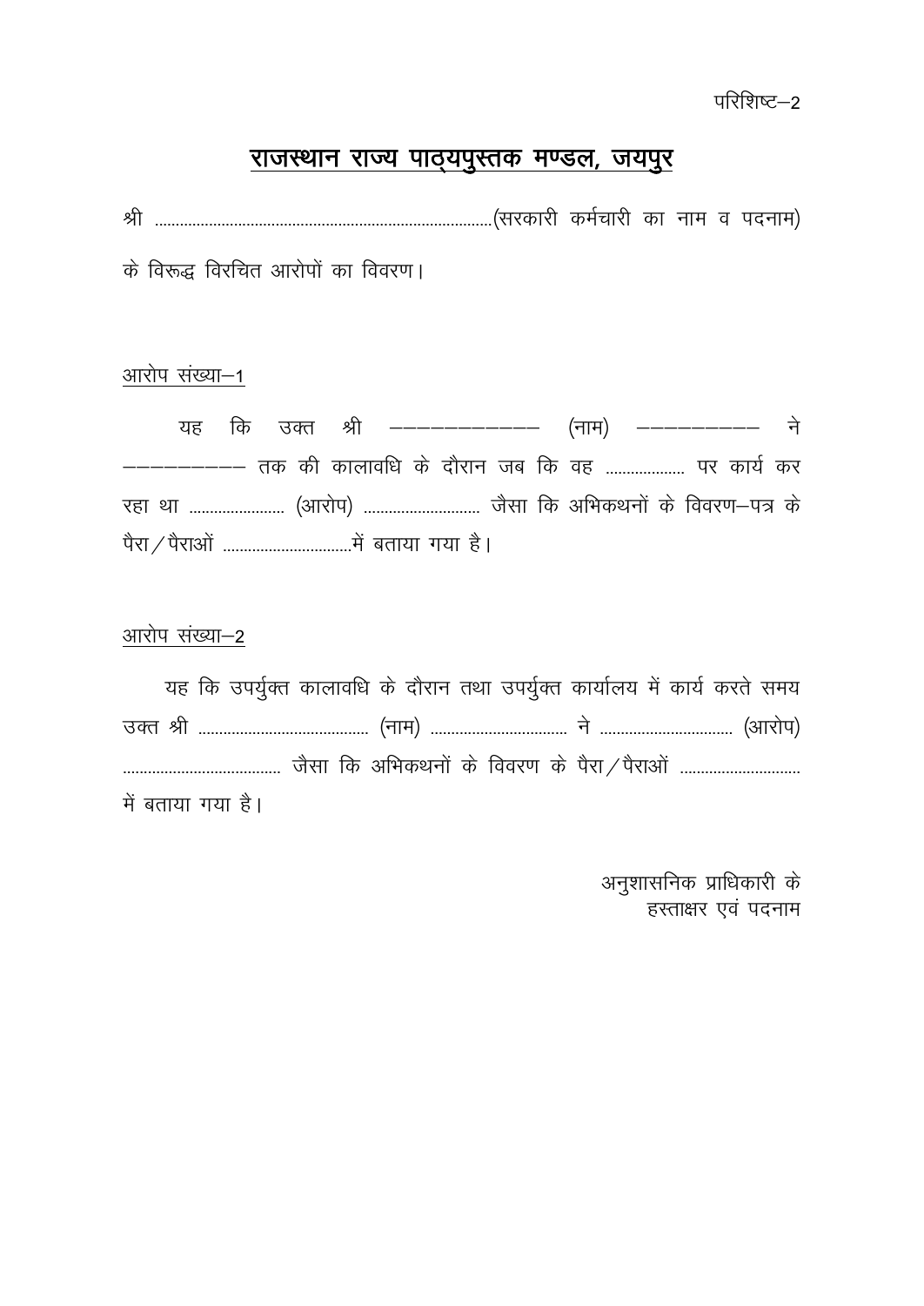परिशिष्ट–2

## राजस्थान राज्य पाठ्यपुस्तक मण्डल, जयपुर

श्री .................................................................................(सरकारी कर्मचारी का नाम व पदनाम) के विरूद्ध विरचित आरोपों का विवरण।

आरोप संख्या–1

यह कि उक्त श्री –––––––––––– (नाम) –––––––––– ने –––––––––– तक की कालावधि के दौरान जब कि वह .................. पर कार्य कर रहा था ...................... (आरोप) ........................... जैसा कि अभिकथनों के विवरण–पत्र के पैरा/पैराओं ..............................में बताया गया है।

आरोप संख्या–2

यह कि उपर्युक्त कालावधि के दौरान तथा उपर्युक्त कार्यालय में कार्य करते समय उक्त श्री ....................................... (नाम) ................................ ने ............................... (आरोप) ..................................... जैसा कि अभिकथनों के विवरण के पैरा/पैराओं ............................ में बताया गया है।

अनुशासनिक प्राधिकारी के
हस्ताक्षर एवं पदनाम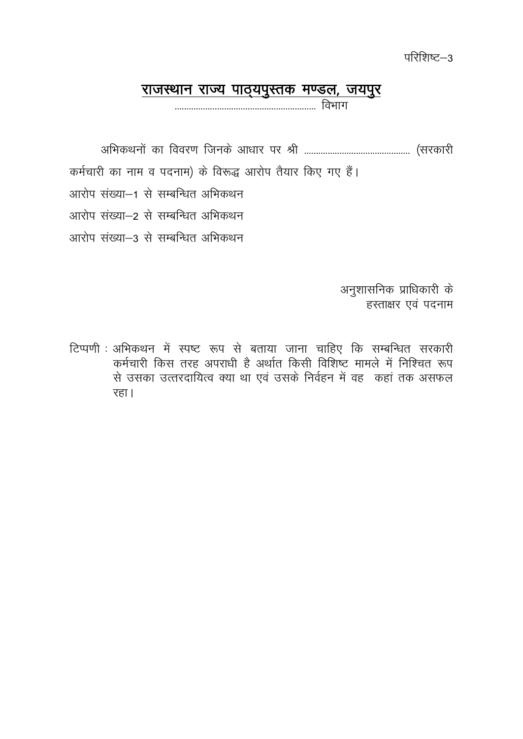परिशिष्ट–3

## राजस्थान राज्य पाठ्यपुस्तक मण्डल, जयपुर

............................................................ विभाग

अभिकथनों का विवरण जिनके आधार पर श्री ............................................. (सरकारी कर्मचारी का नाम व पदनाम) के विरूद्ध आरोप तैयार किए गए हैं।

आरोप संख्या–1 से सम्बन्धित अभिकथन

आरोप संख्या–2 से सम्बन्धित अभिकथन

आरोप संख्या–3 से सम्बन्धित अभिकथन

अनुशासनिक प्राधिकारी के
हस्ताक्षर एवं पदनाम

टिप्पणी : अभिकथन में स्पष्ट रूप से बताया जाना चाहिए कि सम्बन्धित सरकारी कर्मचारी किस तरह अपराधी है अर्थात किसी विशिष्ट मामले में निश्चित रूप से उसका उत्तरदायित्व क्या था एवं उसके निर्वहन में वह कहां तक असफल रहा।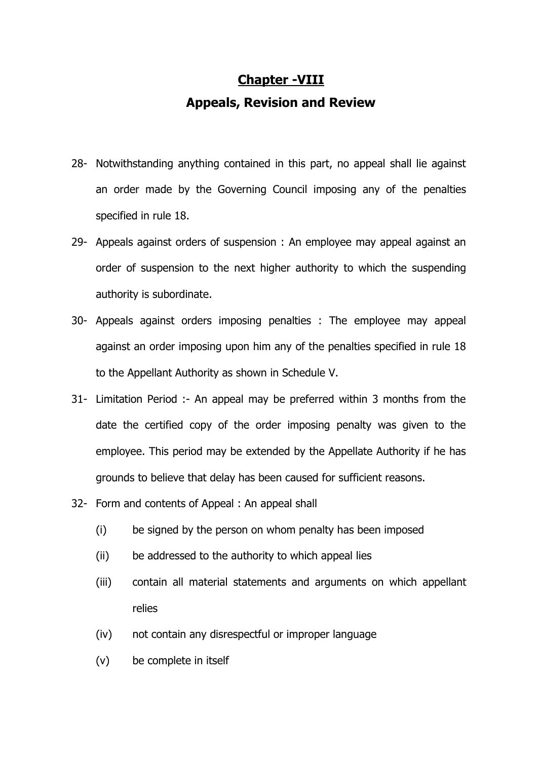# Chapter -VIII

## Appeals, Revision and Review

28- Notwithstanding anything contained in this part, no appeal shall lie against an order made by the Governing Council imposing any of the penalties specified in rule 18.

29- Appeals against orders of suspension : An employee may appeal against an order of suspension to the next higher authority to which the suspending authority is subordinate.

30- Appeals against orders imposing penalties : The employee may appeal against an order imposing upon him any of the penalties specified in rule 18 to the Appellant Authority as shown in Schedule V.

31- Limitation Period :- An appeal may be preferred within 3 months from the date the certified copy of the order imposing penalty was given to the employee. This period may be extended by the Appellate Authority if he has grounds to believe that delay has been caused for sufficient reasons.

32- Form and contents of Appeal : An appeal shall

- (i) be signed by the person on whom penalty has been imposed
- (ii) be addressed to the authority to which appeal lies
- (iii) contain all material statements and arguments on which appellant relies
- (iv) not contain any disrespectful or improper language
- (v) be complete in itself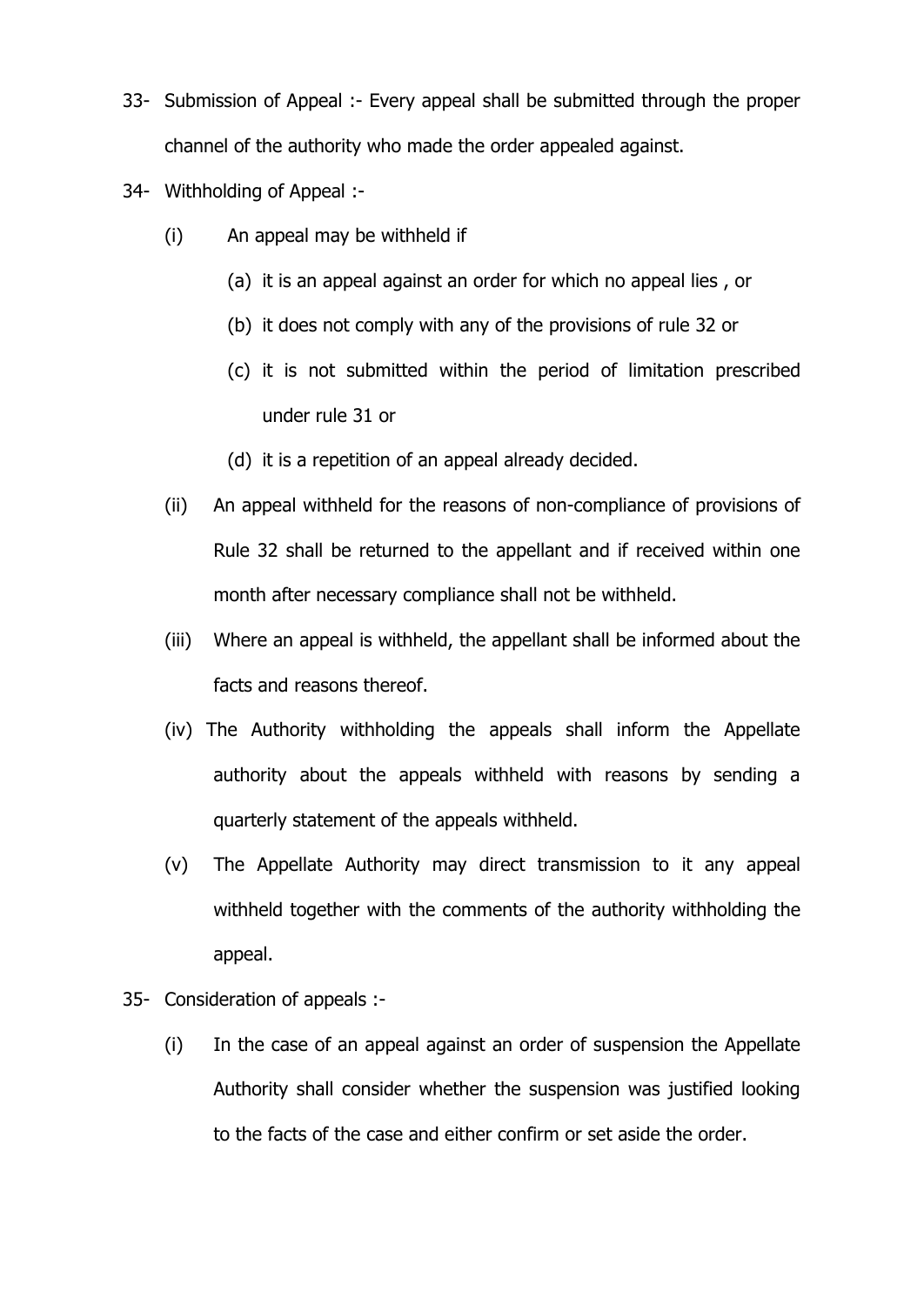33- Submission of Appeal :- Every appeal shall be submitted through the proper channel of the authority who made the order appealed against.

34- Withholding of Appeal :-

(i) An appeal may be withheld if

(a) it is an appeal against an order for which no appeal lies , or

(b) it does not comply with any of the provisions of rule 32 or

(c) it is not submitted within the period of limitation prescribed under rule 31 or

(d) it is a repetition of an appeal already decided.

(ii) An appeal withheld for the reasons of non-compliance of provisions of Rule 32 shall be returned to the appellant and if received within one month after necessary compliance shall not be withheld.

(iii) Where an appeal is withheld, the appellant shall be informed about the facts and reasons thereof.

(iv) The Authority withholding the appeals shall inform the Appellate authority about the appeals withheld with reasons by sending a quarterly statement of the appeals withheld.

(v) The Appellate Authority may direct transmission to it any appeal withheld together with the comments of the authority withholding the appeal.

35- Consideration of appeals :-

(i) In the case of an appeal against an order of suspension the Appellate Authority shall consider whether the suspension was justified looking to the facts of the case and either confirm or set aside the order.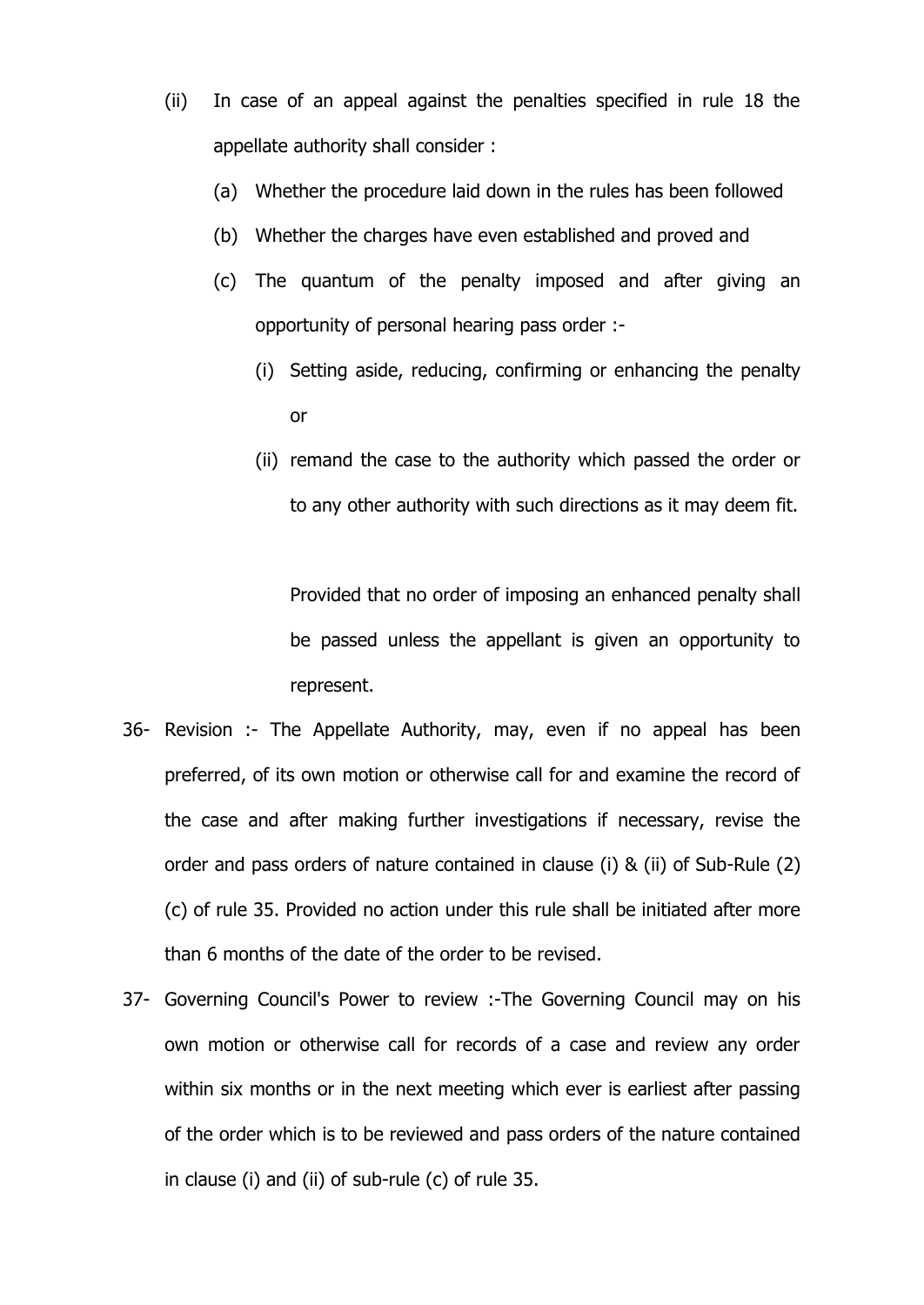(ii) In case of an appeal against the penalties specified in rule 18 the appellate authority shall consider :

   (a) Whether the procedure laid down in the rules has been followed

   (b) Whether the charges have even established and proved and

   (c) The quantum of the penalty imposed and after giving an opportunity of personal hearing pass order :-

      (i) Setting aside, reducing, confirming or enhancing the penalty or

      (ii) remand the case to the authority which passed the order or to any other authority with such directions as it may deem fit.

      Provided that no order of imposing an enhanced penalty shall be passed unless the appellant is given an opportunity to represent.

36- Revision :- The Appellate Authority, may, even if no appeal has been preferred, of its own motion or otherwise call for and examine the record of the case and after making further investigations if necessary, revise the order and pass orders of nature contained in clause (i) & (ii) of Sub-Rule (2) (c) of rule 35. Provided no action under this rule shall be initiated after more than 6 months of the date of the order to be revised.

37- Governing Council's Power to review :-The Governing Council may on his own motion or otherwise call for records of a case and review any order within six months or in the next meeting which ever is earliest after passing of the order which is to be reviewed and pass orders of the nature contained in clause (i) and (ii) of sub-rule (c) of rule 35.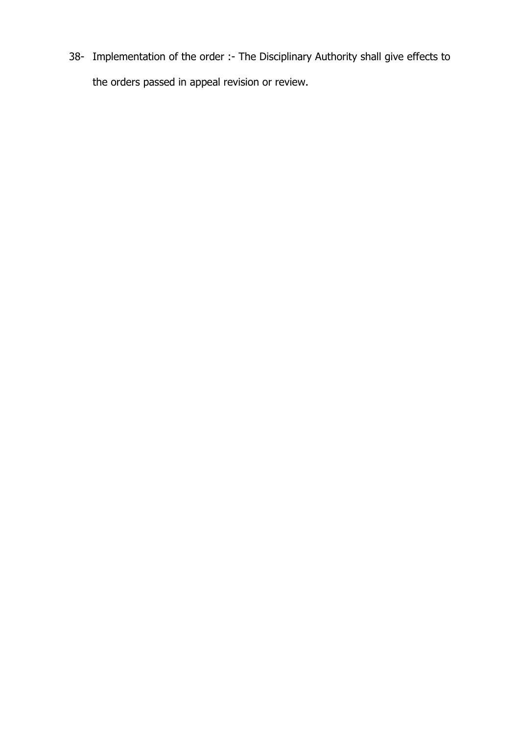38- Implementation of the order :- The Disciplinary Authority shall give effects to the orders passed in appeal revision or review.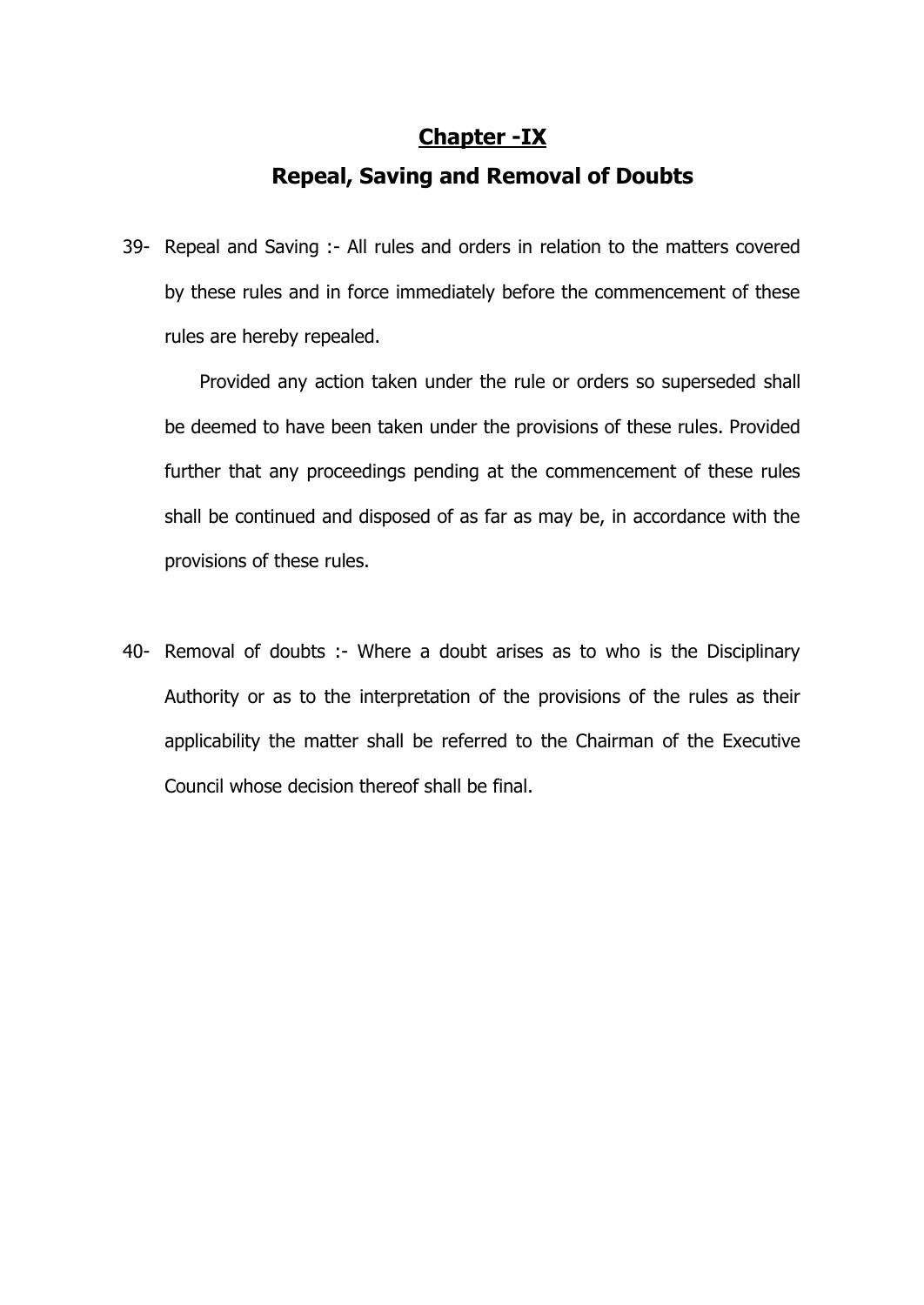## Chapter -IX

## Repeal, Saving and Removal of Doubts

39- Repeal and Saving :- All rules and orders in relation to the matters covered by these rules and in force immediately before the commencement of these rules are hereby repealed.

Provided any action taken under the rule or orders so superseded shall be deemed to have been taken under the provisions of these rules. Provided further that any proceedings pending at the commencement of these rules shall be continued and disposed of as far as may be, in accordance with the provisions of these rules.

40- Removal of doubts :- Where a doubt arises as to who is the Disciplinary Authority or as to the interpretation of the provisions of the rules as their applicability the matter shall be referred to the Chairman of the Executive Council whose decision thereof shall be final.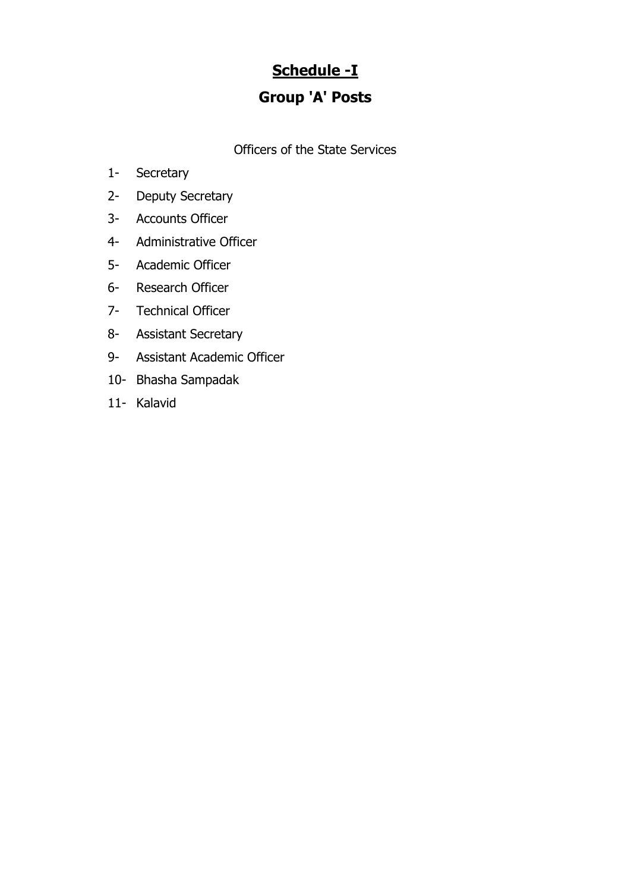# **<u>Schedule -I</u>**

## **Group 'A' Posts**

Officers of the State Services

1- Secretary
2- Deputy Secretary
3- Accounts Officer
4- Administrative Officer
5- Academic Officer
6- Research Officer
7- Technical Officer
8- Assistant Secretary
9- Assistant Academic Officer
10- Bhasha Sampadak
11- Kalavid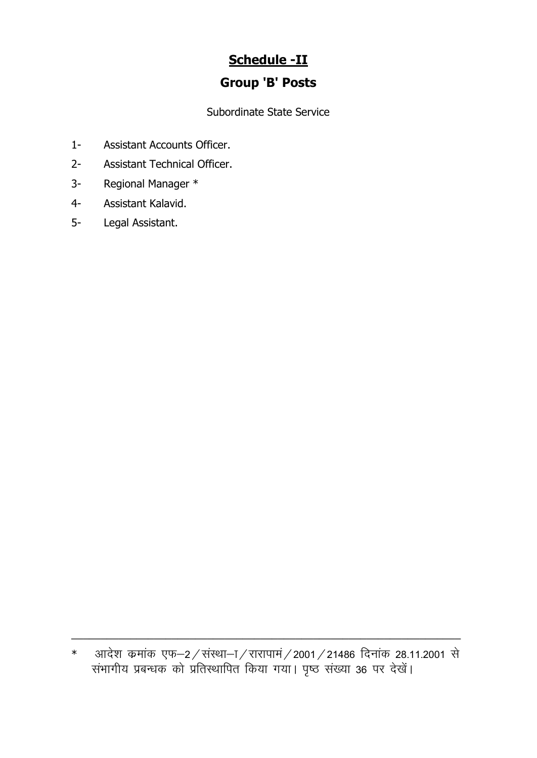## Schedule -II

## Group 'B' Posts

Subordinate State Service

1- Assistant Accounts Officer.
2- Assistant Technical Officer.
3- Regional Manager *
4- Assistant Kalavid.
5- Legal Assistant.

---

* आदेश क्रमांक एफ–2 / संस्था–I / रारापामं / 2001 / 21486 दिनांक 28.11.2001 से संभागीय प्रबन्धक को प्रतिस्थापित किया गया। पृष्ठ संख्या 36 पर देखें।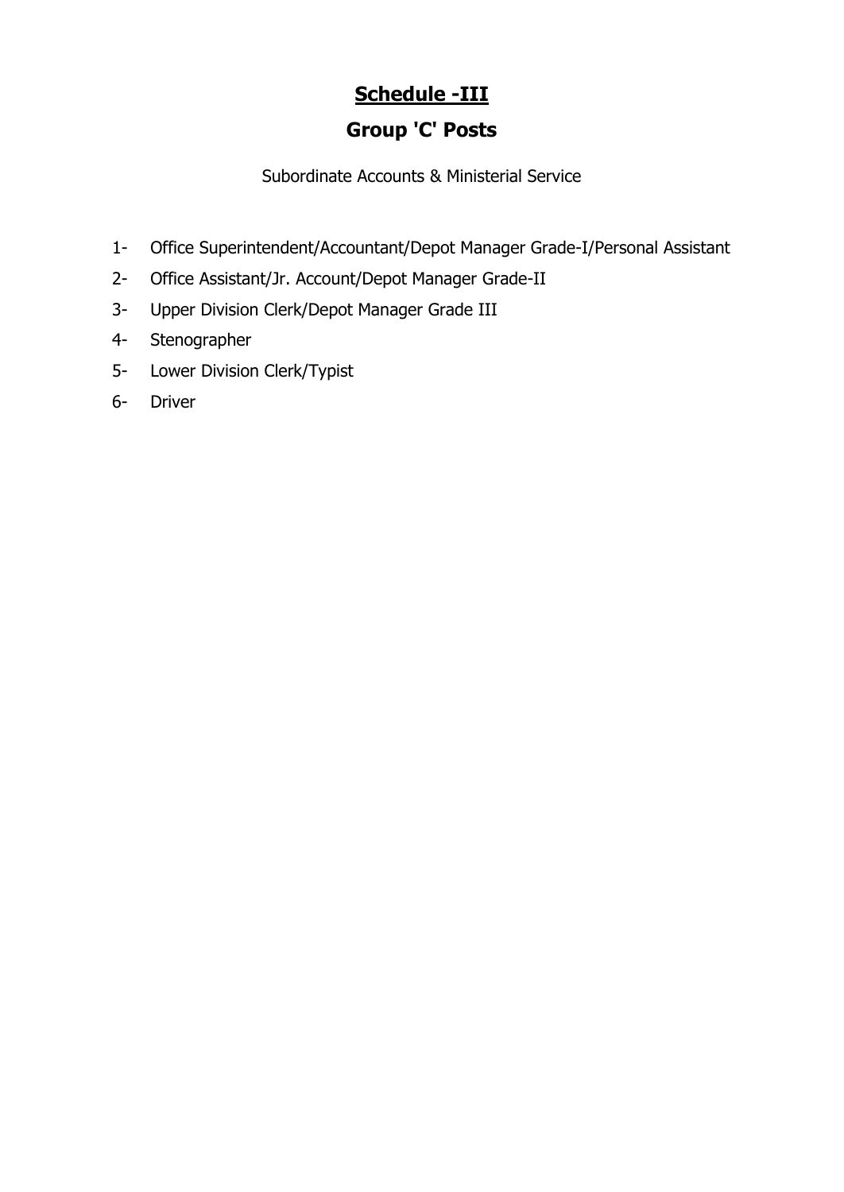# Schedule -III

## Group 'C' Posts

Subordinate Accounts & Ministerial Service

1- Office Superintendent/Accountant/Depot Manager Grade-I/Personal Assistant
2- Office Assistant/Jr. Account/Depot Manager Grade-II
3- Upper Division Clerk/Depot Manager Grade III
4- Stenographer
5- Lower Division Clerk/Typist
6- Driver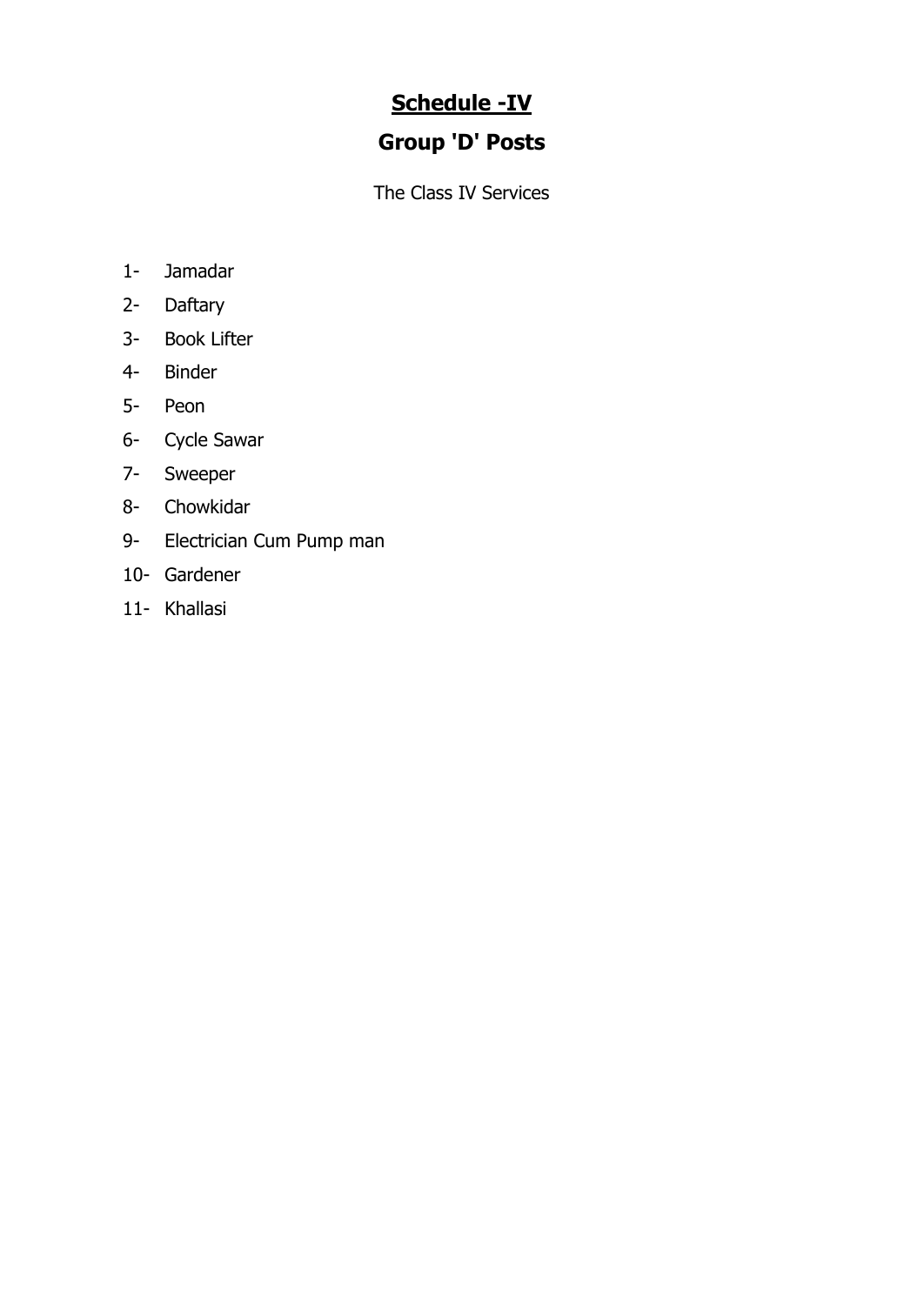# Schedule -IV

## Group 'D' Posts

The Class IV Services

1- Jamadar
2- Daftary
3- Book Lifter
4- Binder
5- Peon
6- Cycle Sawar
7- Sweeper
8- Chowkidar
9- Electrician Cum Pump man
10- Gardener
11- Khallasi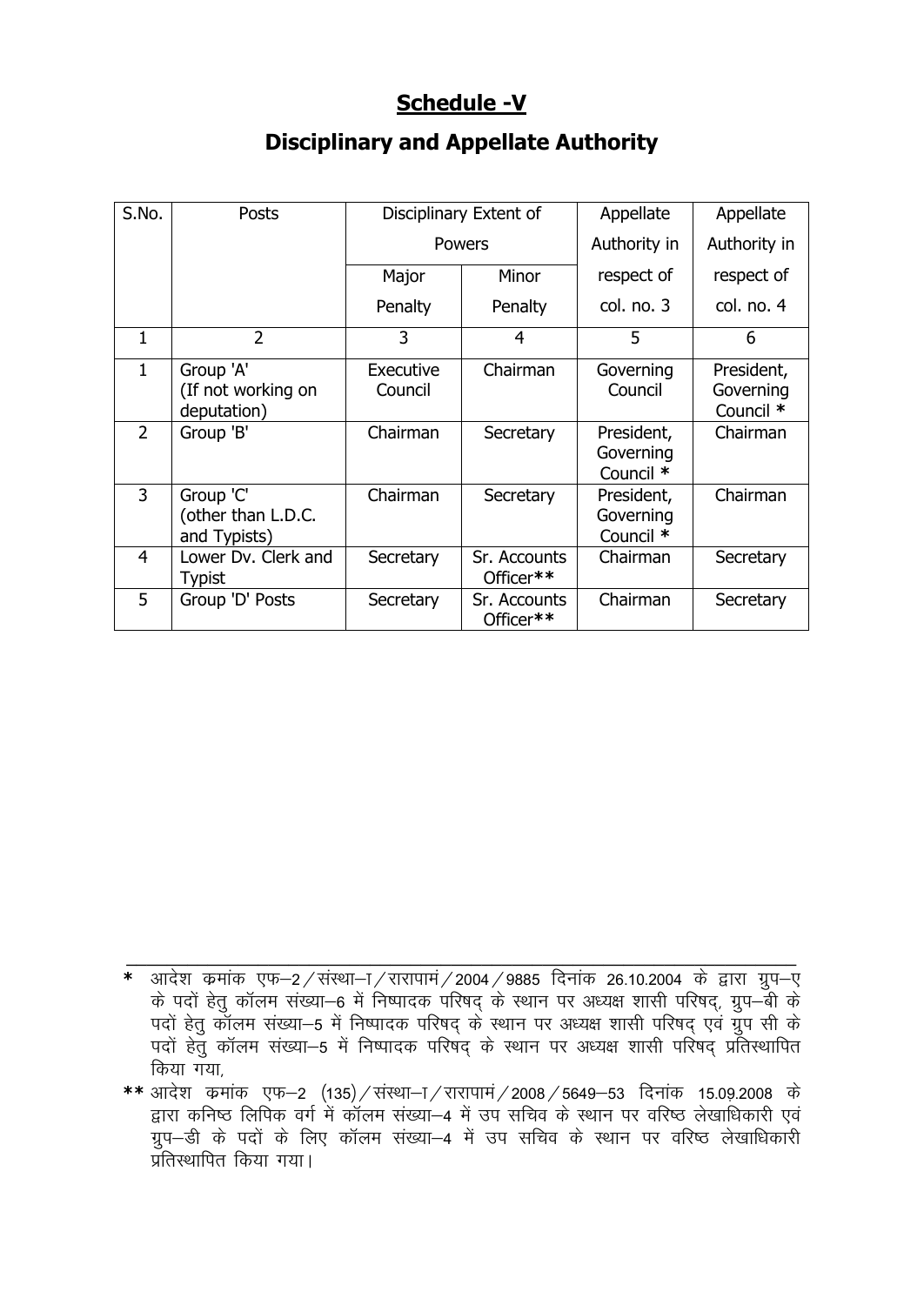# Schedule -V

## Disciplinary and Appellate Authority

| S.No. | Posts | Disciplinary Extent of Powers | | Appellate Authority in respect of col. no. 3 | Appellate Authority in respect of col. no. 4 |
|---|---|---|---|---|---|
| | | Major Penalty | Minor Penalty | | |
| 1 | 2 | 3 | 4 | 5 | 6 |
| 1 | Group 'A' (If not working on deputation) | Executive Council | Chairman | Governing Council | President, Governing Council * |
| 2 | Group 'B' | Chairman | Secretary | President, Governing Council * | Chairman |
| 3 | Group 'C' (other than L.D.C. and Typists) | Chairman | Secretary | President, Governing Council * | Chairman |
| 4 | Lower Dv. Clerk and Typist | Secretary | Sr. Accounts Officer** | Chairman | Secretary |
| 5 | Group 'D' Posts | Secretary | Sr. Accounts Officer** | Chairman | Secretary |

---

\* आदेश कमांक एफ–2 / संस्था–I / रारापामं / 2004 / 9885 दिनांक 26.10.2004 के द्वारा ग्रुप–ए के पदों हेतु कॉलम संख्या–6 में निष्पादक परिषद् के स्थान पर अध्यक्ष शासी परिषद्, ग्रुप–बी के पदों हेतु कॉलम संख्या–5 में निष्पादक परिषद् के स्थान पर अध्यक्ष शासी परिषद् एवं ग्रुप सी के पदों हेतु कॉलम संख्या–5 में निष्पादक परिषद् के स्थान पर अध्यक्ष शासी परिषद् प्रतिस्थापित किया गया,

\*\* आदेश कमांक एफ–2 (135) / संस्था–I / रारापामं / 2008 / 5649–53 दिनांक 15.09.2008 के द्वारा कनिष्ठ लिपिक वर्ग में कॉलम संख्या–4 में उप सचिव के स्थान पर वरिष्ठ लेखाधिकारी एवं ग्रुप–डी के पदों के लिए कॉलम संख्या–4 में उप सचिव के स्थान पर वरिष्ठ लेखाधिकारी प्रतिस्थापित किया गया।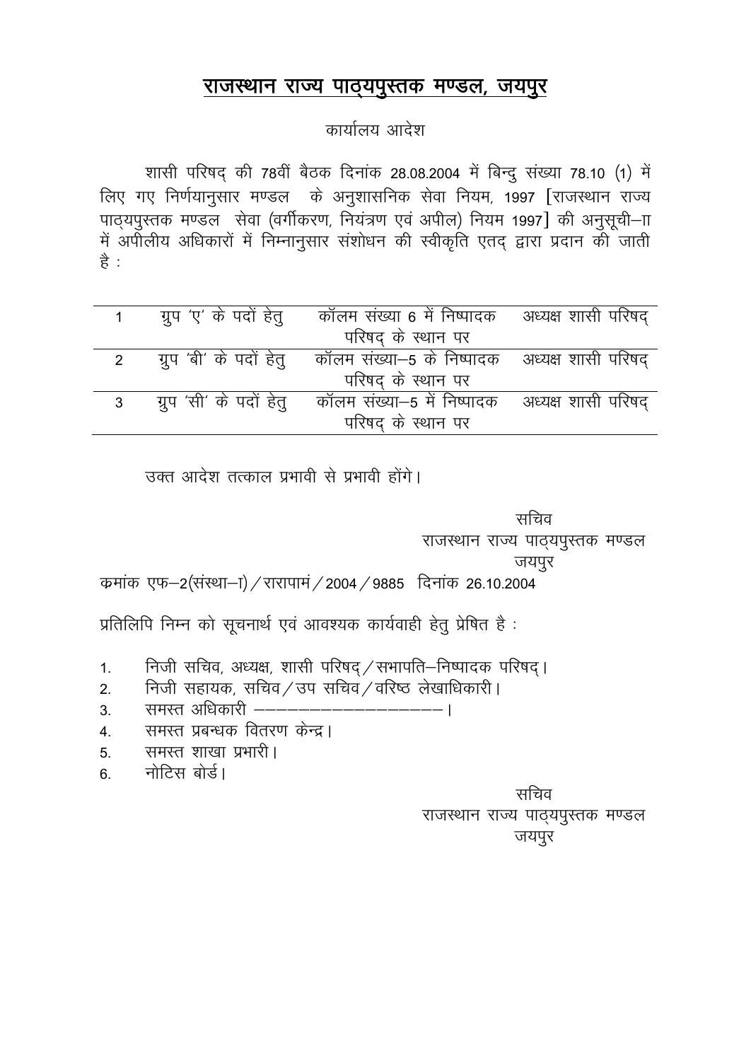# राजस्थान राज्य पाठ्यपुस्तक मण्डल, जयपुर

कार्यालय आदेश

शासी परिषद् की 78वीं बैठक दिनांक 28.08.2004 में बिन्दु संख्या 78.10 (1) में लिए गए निर्णयानुसार मण्डल के अनुशासनिक सेवा नियम, 1997 [राजस्थान राज्य पाठ्यपुस्तक मण्डल सेवा (वर्गीकरण, नियंत्रण एवं अपील) नियम 1997] की अनुसूची–II में अपीलीय अधिकारों में निम्नानुसार संशोधन की स्वीकृति एतद् द्वारा प्रदान की जाती है :

| | | | |
|---|---|---|---|
| 1 | ग्रुप 'ए' के पदों हेतु | कॉलम संख्या 6 में निष्पादक परिषद् के स्थान पर | अध्यक्ष शासी परिषद् |
| 2 | ग्रुप 'बी' के पदों हेतु | कॉलम संख्या–5 के निष्पादक परिषद् के स्थान पर | अध्यक्ष शासी परिषद् |
| 3 | ग्रुप 'सी' के पदों हेतु | कॉलम संख्या–5 में निष्पादक परिषद् के स्थान पर | अध्यक्ष शासी परिषद् |

उक्त आदेश तत्काल प्रभावी से प्रभावी होंगे।

सचिव
राजस्थान राज्य पाठ्यपुस्तक मण्डल
जयपुर

कमांक एफ–2(संस्था–I)/रारापामं/2004/9885 दिनांक 26.10.2004

प्रतिलिपि निम्न को सूचनार्थ एवं आवश्यक कार्यवाही हेतु प्रेषित है :

1. निजी सचिव, अध्यक्ष, शासी परिषद्/सभापति–निष्पादक परिषद्।
2. निजी सहायक, सचिव/उप सचिव/वरिष्ठ लेखाधिकारी।
3. समस्त अधिकारी ––––––––––––––––––।
4. समस्त प्रबन्धक वितरण केन्द्र।
5. समस्त शाखा प्रभारी।
6. नोटिस बोर्ड।

सचिव
राजस्थान राज्य पाठ्यपुस्तक मण्डल
जयपुर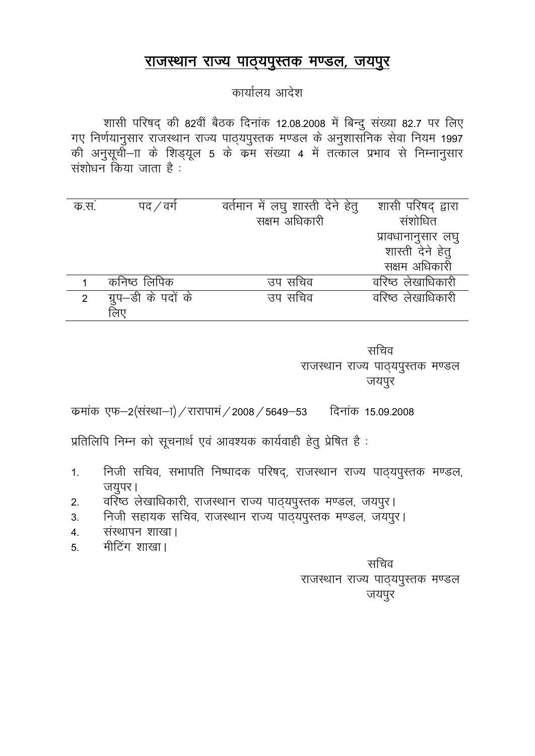# राजस्थान राज्य पाठ्यपुस्तक मण्डल, जयपुर

कार्यालय आदेश

शासी परिषद् की 82वीं बैठक दिनांक 12.08.2008 में बिन्दु संख्या 82.7 पर लिए गए निर्णयानुसार राजस्थान राज्य पाठ्यपुस्तक मण्डल के अनुशासनिक सेवा नियम 1997 की अनुसूची–II के शिड्यूल 5 के क्रम संख्या 4 में तत्काल प्रभाव से निम्नानुसार संशोधन किया जाता है :

| क्र.सं. | पद / वर्ग | वर्तमान में लघु शास्ती देने हेतु सक्षम अधिकारी | शासी परिषद् द्वारा संशोधित प्रावधानानुसार लघु शास्ती देने हेतु सक्षम अधिकारी |
|---|---|---|---|
| 1 | कनिष्ठ लिपिक | उप सचिव | वरिष्ठ लेखाधिकारी |
| 2 | ग्रुप–डी के पदों के लिए | उप सचिव | वरिष्ठ लेखाधिकारी |

सचिव
राजस्थान राज्य पाठ्यपुस्तक मण्डल
जयपुर

क्रमांक एफ–2(संस्था–I) / रारापामं / 2008 / 5649–53 दिनांक 15.09.2008

प्रतिलिपि निम्न को सूचनार्थ एवं आवश्यक कार्यवाही हेतु प्रेषित है :

1. निजी सचिव, सभापति निष्पादक परिषद्, राजस्थान राज्य पाठ्यपुस्तक मण्डल, जयुपर।
2. वरिष्ठ लेखाधिकारी, राजस्थान राज्य पाठ्यपुस्तक मण्डल, जयपुर।
3. निजी सहायक सचिव, राजस्थान राज्य पाठ्यपुस्तक मण्डल, जयपुर।
4. संस्थापन शाखा।
5. मीटिंग शाखा।

सचिव
राजस्थान राज्य पाठ्यपुस्तक मण्डल
जयपुर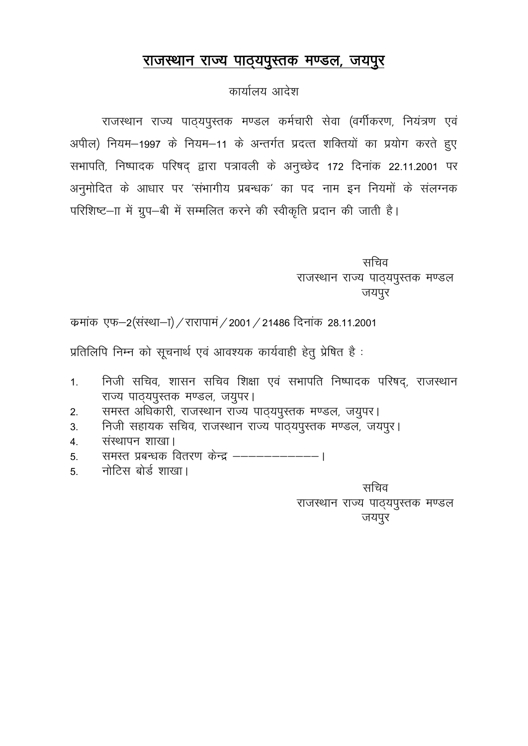# राजस्थान राज्य पाठ्यपुस्तक मण्डल, जयपुर

कार्यालय आदेश

राजस्थान राज्य पाठ्यपुस्तक मण्डल कर्मचारी सेवा (वर्गीकरण, नियंत्रण एवं अपील) नियम–1997 के नियम–11 के अन्तर्गत प्रदत्त शक्तियों का प्रयोग करते हुए सभापति, निष्पादक परिषद् द्वारा पत्रावली के अनुच्छेद 172 दिनांक 22.11.2001 पर अनुमोदित के आधार पर 'संभागीय प्रबन्धक' का पद नाम इन नियमों के संलग्नक परिशिष्ट–II में ग्रुप–बी में सम्मलित करने की स्वीकृति प्रदान की जाती है।

सचिव
राजस्थान राज्य पाठ्यपुस्तक मण्डल
जयपुर

क्रमांक एफ–2(संस्था–I) / रारापामं / 2001 / 21486 दिनांक 28.11.2001

प्रतिलिपि निम्न को सूचनार्थ एवं आवश्यक कार्यवाही हेतु प्रेषित है :

1. निजी सचिव, शासन सचिव शिक्षा एवं सभापति निष्पादक परिषद्, राजस्थान राज्य पाठ्यपुस्तक मण्डल, जयुपर।
2. समस्त अधिकारी, राजस्थान राज्य पाठ्यपुस्तक मण्डल, जयुपर।
3. निजी सहायक सचिव, राजस्थान राज्य पाठ्यपुस्तक मण्डल, जयपुर।
4. संस्थापन शाखा।
5. समस्त प्रबन्धक वितरण केन्द्र ————————।
5. नोटिस बोर्ड शाखा।

सचिव
राजस्थान राज्य पाठ्यपुस्तक मण्डल
जयपुर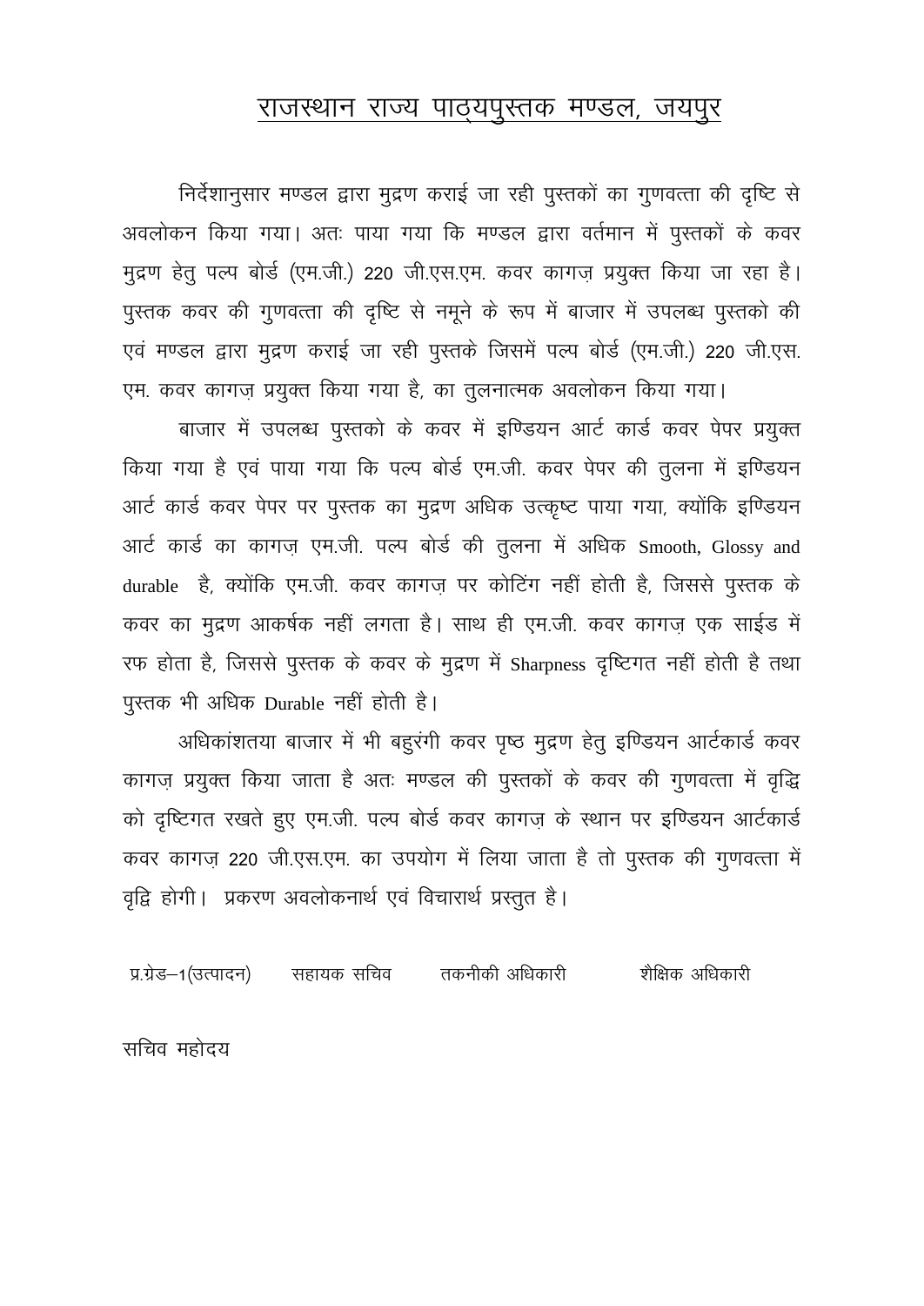# राजस्थान राज्य पाठ्यपुस्तक मण्डल, जयपुर

निर्देशानुसार मण्डल द्वारा मुद्रण कराई जा रही पुस्तकों का गुणवत्ता की दृष्टि से अवलोकन किया गया। अतः पाया गया कि मण्डल द्वारा वर्तमान में पुस्तकों के कवर मुद्रण हेतु पल्प बोर्ड (एम.जी.) 220 जी.एस.एम. कवर कागज़ प्रयुक्त किया जा रहा है। पुस्तक कवर की गुणवत्ता की दृष्टि से नमूने के रूप में बाजार में उपलब्ध पुस्तको की एवं मण्डल द्वारा मुद्रण कराई जा रही पुस्तके जिसमें पल्प बोर्ड (एम.जी.) 220 जी.एस. एम. कवर कागज़ प्रयुक्त किया गया है, का तुलनात्मक अवलोकन किया गया।

बाजार में उपलब्ध पुस्तको के कवर में इण्डियन आर्ट कार्ड कवर पेपर प्रयुक्त किया गया है एवं पाया गया कि पल्प बोर्ड एम.जी. कवर पेपर की तुलना में इण्डियन आर्ट कार्ड कवर पेपर पर पुस्तक का मुद्रण अधिक उत्कृष्ट पाया गया, क्योंकि इण्डियन आर्ट कार्ड का कागज़ एम.जी. पल्प बोर्ड की तुलना में अधिक Smooth, Glossy and durable है, क्योंकि एम.जी. कवर कागज़ पर कोटिंग नहीं होती है, जिससे पुस्तक के कवर का मुद्रण आकर्षक नहीं लगता है। साथ ही एम.जी. कवर कागज़ एक साईड में रफ होता है, जिससे पुस्तक के कवर के मुद्रण में Sharpness दृष्टिगत नहीं होती है तथा पुस्तक भी अधिक Durable नहीं होती है।

अधिकांशतया बाजार में भी बहुरंगी कवर पृष्ठ मुद्रण हेतु इण्डियन आर्टकार्ड कवर कागज़ प्रयुक्त किया जाता है अतः मण्डल की पुस्तकों के कवर की गुणवत्ता में वृद्धि को दृष्टिगत रखते हुए एम.जी. पल्प बोर्ड कवर कागज़ के स्थान पर इण्डियन आर्टकार्ड कवर कागज़ 220 जी.एस.एम. का उपयोग में लिया जाता है तो पुस्तक की गुणवत्ता में वृद्वि होगी। प्रकरण अवलोकनार्थ एवं विचारार्थ प्रस्तुत है।

प्र.ग्रेड–1(उत्पादन) सहायक सचिव तकनीकी अधिकारी शैक्षिक अधिकारी

सचिव महोदय